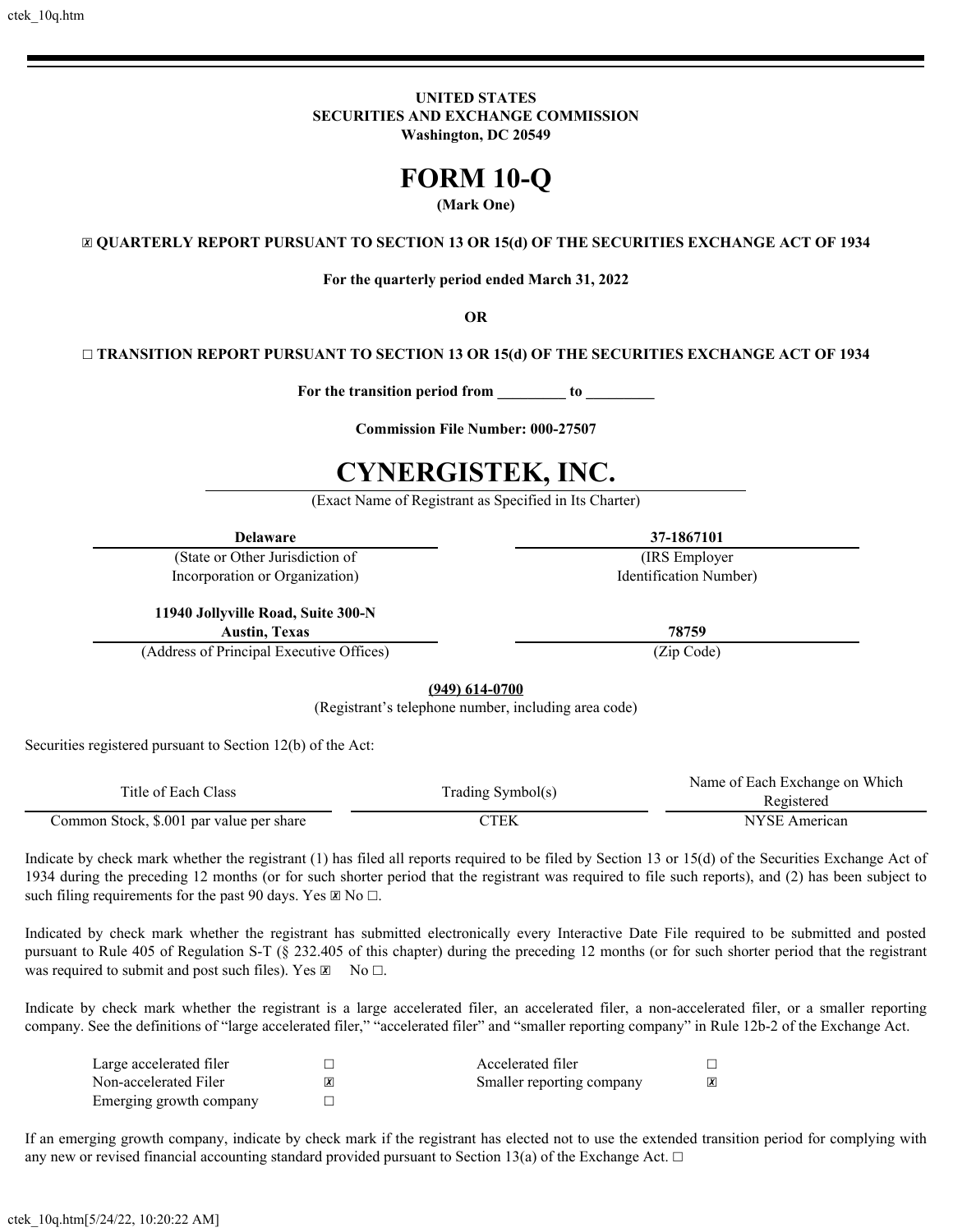**UNITED STATES**
**SECURITIES AND EXCHANGE COMMISSION**
**Washington, DC 20549**

# FORM 10-Q

**(Mark One)**

**☒ QUARTERLY REPORT PURSUANT TO SECTION 13 OR 15(d) OF THE SECURITIES EXCHANGE ACT OF 1934**

**For the quarterly period ended March 31, 2022**

**OR**

**☐ TRANSITION REPORT PURSUANT TO SECTION 13 OR 15(d) OF THE SECURITIES EXCHANGE ACT OF 1934**

**For the transition period from _________ to _________**

**Commission File Number: 000-27507**

# CYNERGISTEK, INC.

(Exact Name of Registrant as Specified in Its Charter)

| **Delaware** | **37-1867101** |
|---|---|
| (State or Other Jurisdiction of Incorporation or Organization) | (IRS Employer Identification Number) |
| **11940 Jollyville Road, Suite 300-N Austin, Texas** | **78759** |
| (Address of Principal Executive Offices) | (Zip Code) |

**(949) 614-0700**
(Registrant's telephone number, including area code)

Securities registered pursuant to Section 12(b) of the Act:

| Title of Each Class | Trading Symbol(s) | Name of Each Exchange on Which Registered |
|---|---|---|
| Common Stock, $.001 par value per share | CTEK | NYSE American |

Indicate by check mark whether the registrant (1) has filed all reports required to be filed by Section 13 or 15(d) of the Securities Exchange Act of 1934 during the preceding 12 months (or for such shorter period that the registrant was required to file such reports), and (2) has been subject to such filing requirements for the past 90 days. Yes ☒ No ☐.

Indicated by check mark whether the registrant has submitted electronically every Interactive Date File required to be submitted and posted pursuant to Rule 405 of Regulation S-T (§ 232.405 of this chapter) during the preceding 12 months (or for such shorter period that the registrant was required to submit and post such files). Yes ☒ No ☐.

Indicate by check mark whether the registrant is a large accelerated filer, an accelerated filer, a non-accelerated filer, or a smaller reporting company. See the definitions of "large accelerated filer," "accelerated filer" and "smaller reporting company" in Rule 12b-2 of the Exchange Act.

| | | | |
|---|---|---|---|
| Large accelerated filer | ☐ | Accelerated filer | ☐ |
| Non-accelerated Filer | ☒ | Smaller reporting company | ☒ |
| Emerging growth company | ☐ | | |

If an emerging growth company, indicate by check mark if the registrant has elected not to use the extended transition period for complying with any new or revised financial accounting standard provided pursuant to Section 13(a) of the Exchange Act. ☐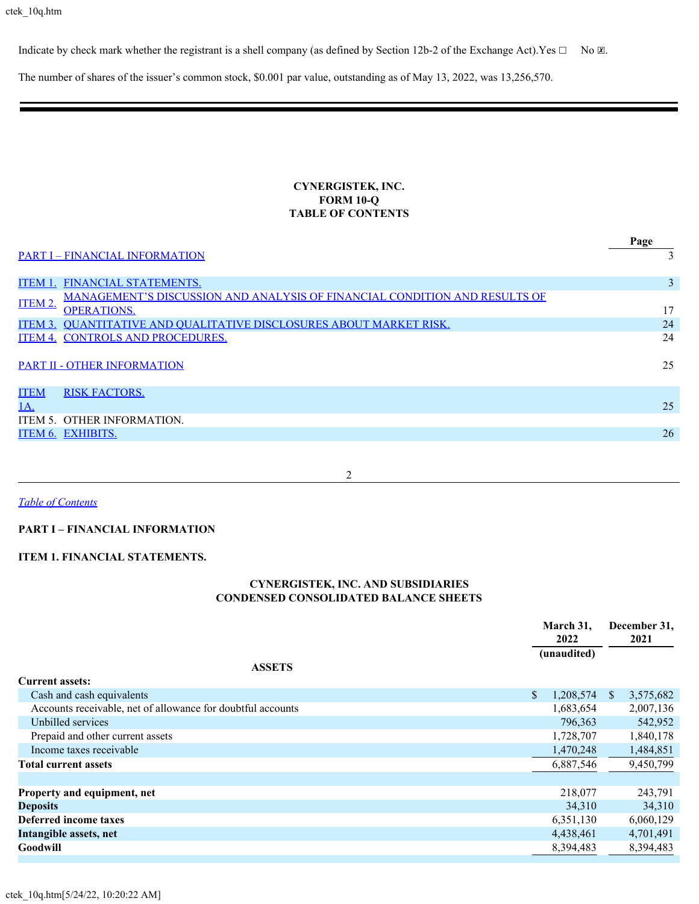Indicate by check mark whether the registrant is a shell company (as defined by Section 12b-2 of the Exchange Act). Yes ☐ No ☒.

The number of shares of the issuer's common stock, $0.001 par value, outstanding as of May 13, 2022, was 13,256,570.

**CYNERGISTEK, INC.**
**FORM 10-Q**
**TABLE OF CONTENTS**

| | | Page |
|---|---|---|
| PART I – FINANCIAL INFORMATION | | 3 |
| ITEM 1. | FINANCIAL STATEMENTS. | 3 |
| ITEM 2. | MANAGEMENT'S DISCUSSION AND ANALYSIS OF FINANCIAL CONDITION AND RESULTS OF OPERATIONS. | 17 |
| ITEM 3. | QUANTITATIVE AND QUALITATIVE DISCLOSURES ABOUT MARKET RISK. | 24 |
| ITEM 4. | CONTROLS AND PROCEDURES. | 24 |
| PART II - OTHER INFORMATION | | 25 |
| ITEM 1A. | RISK FACTORS. | 25 |
| ITEM 5. | OTHER INFORMATION. | |
| ITEM 6. | EXHIBITS. | 26 |

*Table of Contents*

## PART I – FINANCIAL INFORMATION

## ITEM 1. FINANCIAL STATEMENTS.

**CYNERGISTEK, INC. AND SUBSIDIARIES**
**CONDENSED CONSOLIDATED BALANCE SHEETS**

| | March 31, 2022 (unaudited) | December 31, 2021 |
|---|---|---|
| **ASSETS** | | |
| **Current assets:** | | |
| Cash and cash equivalents | $ 1,208,574 | $ 3,575,682 |
| Accounts receivable, net of allowance for doubtful accounts | 1,683,654 | 2,007,136 |
| Unbilled services | 796,363 | 542,952 |
| Prepaid and other current assets | 1,728,707 | 1,840,178 |
| Income taxes receivable | 1,470,248 | 1,484,851 |
| **Total current assets** | 6,887,546 | 9,450,799 |
| | | |
| **Property and equipment, net** | 218,077 | 243,791 |
| **Deposits** | 34,310 | 34,310 |
| **Deferred income taxes** | 6,351,130 | 6,060,129 |
| **Intangible assets, net** | 4,438,461 | 4,701,491 |
| **Goodwill** | 8,394,483 | 8,394,483 |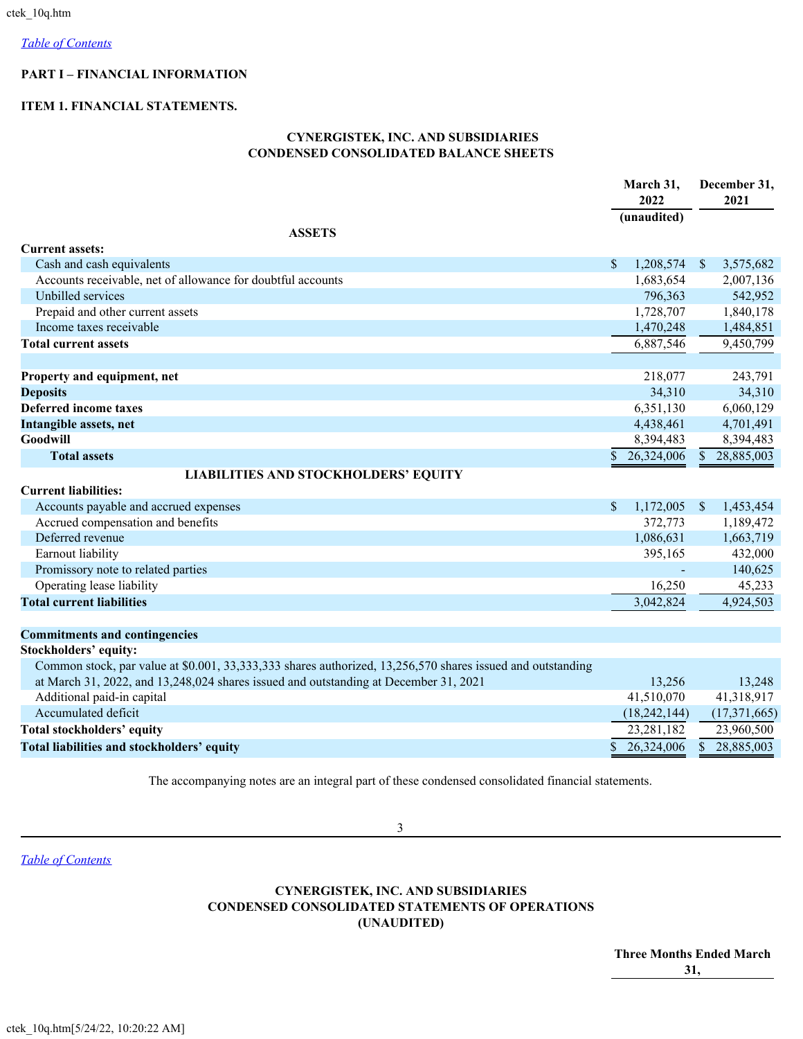[Table of Contents](#)

**PART I – FINANCIAL INFORMATION**

**ITEM 1. FINANCIAL STATEMENTS.**

**CYNERGISTEK, INC. AND SUBSIDIARIES**
**CONDENSED CONSOLIDATED BALANCE SHEETS**

| | March 31, 2022 (unaudited) | December 31, 2021 |
|---|---|---|
| **ASSETS** | | |
| **Current assets:** | | |
| Cash and cash equivalents | $ 1,208,574 | $ 3,575,682 |
| Accounts receivable, net of allowance for doubtful accounts | 1,683,654 | 2,007,136 |
| Unbilled services | 796,363 | 542,952 |
| Prepaid and other current assets | 1,728,707 | 1,840,178 |
| Income taxes receivable | 1,470,248 | 1,484,851 |
| **Total current assets** | 6,887,546 | 9,450,799 |
| | | |
| **Property and equipment, net** | 218,077 | 243,791 |
| **Deposits** | 34,310 | 34,310 |
| **Deferred income taxes** | 6,351,130 | 6,060,129 |
| **Intangible assets, net** | 4,438,461 | 4,701,491 |
| **Goodwill** | 8,394,483 | 8,394,483 |
| **Total assets** | $ 26,324,006 | $ 28,885,003 |
| **LIABILITIES AND STOCKHOLDERS' EQUITY** | | |
| **Current liabilities:** | | |
| Accounts payable and accrued expenses | $ 1,172,005 | $ 1,453,454 |
| Accrued compensation and benefits | 372,773 | 1,189,472 |
| Deferred revenue | 1,086,631 | 1,663,719 |
| Earnout liability | 395,165 | 432,000 |
| Promissory note to related parties | - | 140,625 |
| Operating lease liability | 16,250 | 45,233 |
| **Total current liabilities** | 3,042,824 | 4,924,503 |
| | | |
| **Commitments and contingencies** | | |
| **Stockholders' equity:** | | |
| Common stock, par value at $0.001, 33,333,333 shares authorized, 13,256,570 shares issued and outstanding at March 31, 2022, and 13,248,024 shares issued and outstanding at December 31, 2021 | 13,256 | 13,248 |
| Additional paid-in capital | 41,510,070 | 41,318,917 |
| Accumulated deficit | (18,242,144) | (17,371,665) |
| **Total stockholders' equity** | 23,281,182 | 23,960,500 |
| **Total liabilities and stockholders' equity** | $ 26,324,006 | $ 28,885,003 |

The accompanying notes are an integral part of these condensed consolidated financial statements.

[Table of Contents](#)

**CYNERGISTEK, INC. AND SUBSIDIARIES**
**CONDENSED CONSOLIDATED STATEMENTS OF OPERATIONS**
**(UNAUDITED)**

| | Three Months Ended March 31, |
|---|---|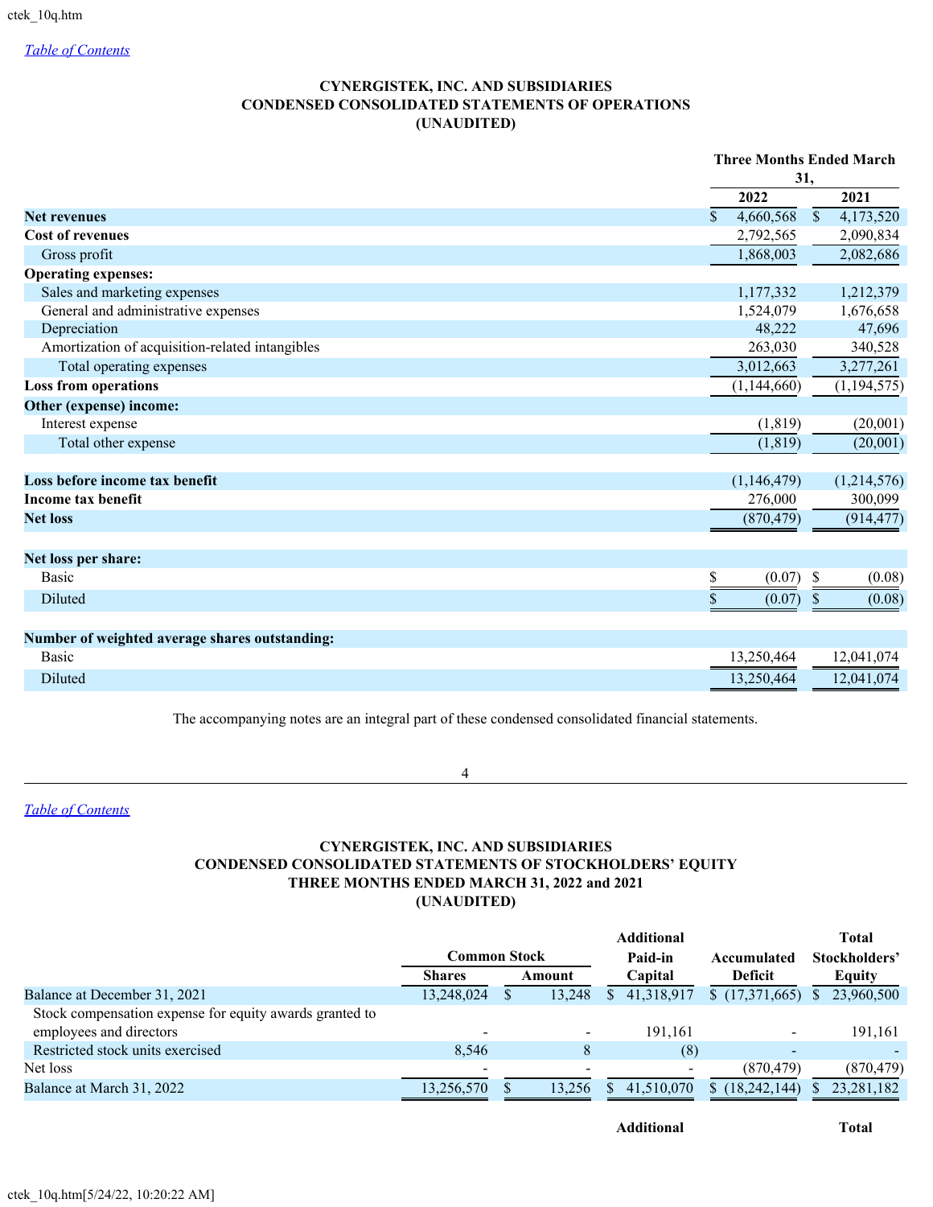# CYNERGISTEK, INC. AND SUBSIDIARIES
# CONDENSED CONSOLIDATED STATEMENTS OF OPERATIONS
# (UNAUDITED)

| | Three Months Ended March 31, | |
|---|---|---|
| | 2022 | 2021 |
| **Net revenues** | $ 4,660,568 | $ 4,173,520 |
| **Cost of revenues** | 2,792,565 | 2,090,834 |
| Gross profit | 1,868,003 | 2,082,686 |
| **Operating expenses:** | | |
| Sales and marketing expenses | 1,177,332 | 1,212,379 |
| General and administrative expenses | 1,524,079 | 1,676,658 |
| Depreciation | 48,222 | 47,696 |
| Amortization of acquisition-related intangibles | 263,030 | 340,528 |
| Total operating expenses | 3,012,663 | 3,277,261 |
| **Loss from operations** | (1,144,660) | (1,194,575) |
| **Other (expense) income:** | | |
| Interest expense | (1,819) | (20,001) |
| Total other expense | (1,819) | (20,001) |
| | | |
| **Loss before income tax benefit** | (1,146,479) | (1,214,576) |
| **Income tax benefit** | 276,000 | 300,099 |
| **Net loss** | (870,479) | (914,477) |
| | | |
| **Net loss per share:** | | |
| Basic | $ (0.07) | $ (0.08) |
| Diluted | $ (0.07) | $ (0.08) |
| | | |
| **Number of weighted average shares outstanding:** | | |
| Basic | 13,250,464 | 12,041,074 |
| Diluted | 13,250,464 | 12,041,074 |

The accompanying notes are an integral part of these condensed consolidated financial statements.

# CYNERGISTEK, INC. AND SUBSIDIARIES
# CONDENSED CONSOLIDATED STATEMENTS OF STOCKHOLDERS' EQUITY
# THREE MONTHS ENDED MARCH 31, 2022 and 2021
# (UNAUDITED)

| | Common Stock | | Additional Paid-in Capital | Accumulated Deficit | Total Stockholders' Equity |
|---|---|---|---|---|---|
| | Shares | Amount | | | |
| Balance at December 31, 2021 | 13,248,024 | $ 13,248 | $ 41,318,917 | $ (17,371,665) | $ 23,960,500 |
| Stock compensation expense for equity awards granted to employees and directors | - | - | 191,161 | - | 191,161 |
| Restricted stock units exercised | 8,546 | 8 | (8) | - | - |
| Net loss | - | - | - | (870,479) | (870,479) |
| Balance at March 31, 2022 | 13,256,570 | $ 13,256 | $ 41,510,070 | $ (18,242,144) | $ 23,281,182 |

| | | | Additional | | Total |
|---|---|---|---|---|---|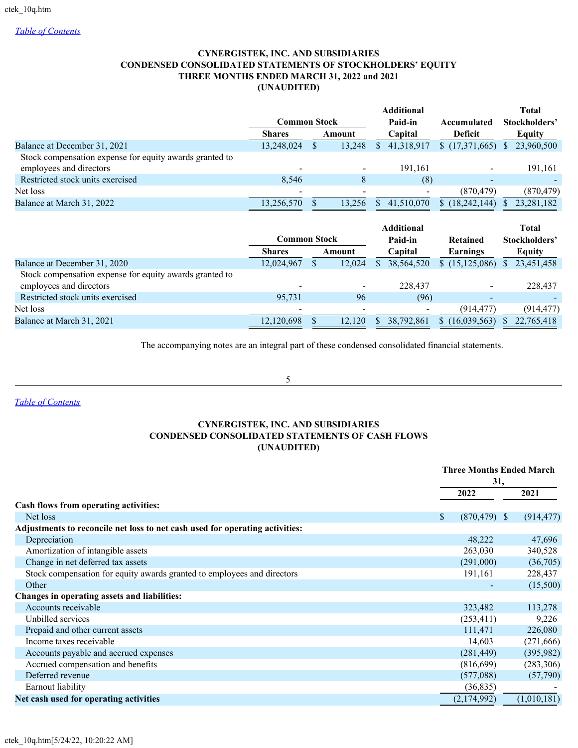[Table of Contents](#)

## CYNERGISTEK, INC. AND SUBSIDIARIES
## CONDENSED CONSOLIDATED STATEMENTS OF STOCKHOLDERS' EQUITY
## THREE MONTHS ENDED MARCH 31, 2022 and 2021
## (UNAUDITED)

| | Common Stock | | Additional Paid-in Capital | Accumulated Deficit | Total Stockholders' Equity |
|---|---|---|---|---|---|
| | Shares | Amount | | | |
| Balance at December 31, 2021 | 13,248,024 | $ 13,248 | $ 41,318,917 | $ (17,371,665) | $ 23,960,500 |
| Stock compensation expense for equity awards granted to employees and directors | - | - | 191,161 | - | 191,161 |
| Restricted stock units exercised | 8,546 | 8 | (8) | - | - |
| Net loss | - | - | - | (870,479) | (870,479) |
| Balance at March 31, 2022 | 13,256,570 | $ 13,256 | $ 41,510,070 | $ (18,242,144) | $ 23,281,182 |

| | Common Stock | | Additional Paid-in Capital | Retained Earnings | Total Stockholders' Equity |
|---|---|---|---|---|---|
| | Shares | Amount | | | |
| Balance at December 31, 2020 | 12,024,967 | $ 12,024 | $ 38,564,520 | $ (15,125,086) | $ 23,451,458 |
| Stock compensation expense for equity awards granted to employees and directors | - | - | 228,437 | - | 228,437 |
| Restricted stock units exercised | 95,731 | 96 | (96) | - | - |
| Net loss | - | - | - | (914,477) | (914,477) |
| Balance at March 31, 2021 | 12,120,698 | $ 12,120 | $ 38,792,861 | $ (16,039,563) | $ 22,765,418 |

The accompanying notes are an integral part of these condensed consolidated financial statements.

[Table of Contents](#)

## CYNERGISTEK, INC. AND SUBSIDIARIES
## CONDENSED CONSOLIDATED STATEMENTS OF CASH FLOWS
## (UNAUDITED)

| | Three Months Ended March 31, | |
|---|---|---|
| | 2022 | 2021 |
| **Cash flows from operating activities:** | | |
| Net loss | $ (870,479) | $ (914,477) |
| **Adjustments to reconcile net loss to net cash used for operating activities:** | | |
| Depreciation | 48,222 | 47,696 |
| Amortization of intangible assets | 263,030 | 340,528 |
| Change in net deferred tax assets | (291,000) | (36,705) |
| Stock compensation for equity awards granted to employees and directors | 191,161 | 228,437 |
| Other | - | (15,500) |
| **Changes in operating assets and liabilities:** | | |
| Accounts receivable | 323,482 | 113,278 |
| Unbilled services | (253,411) | 9,226 |
| Prepaid and other current assets | 111,471 | 226,080 |
| Income taxes receivable | 14,603 | (271,666) |
| Accounts payable and accrued expenses | (281,449) | (395,982) |
| Accrued compensation and benefits | (816,699) | (283,306) |
| Deferred revenue | (577,088) | (57,790) |
| Earnout liability | (36,835) | - |
| **Net cash used for operating activities** | (2,174,992) | (1,010,181) |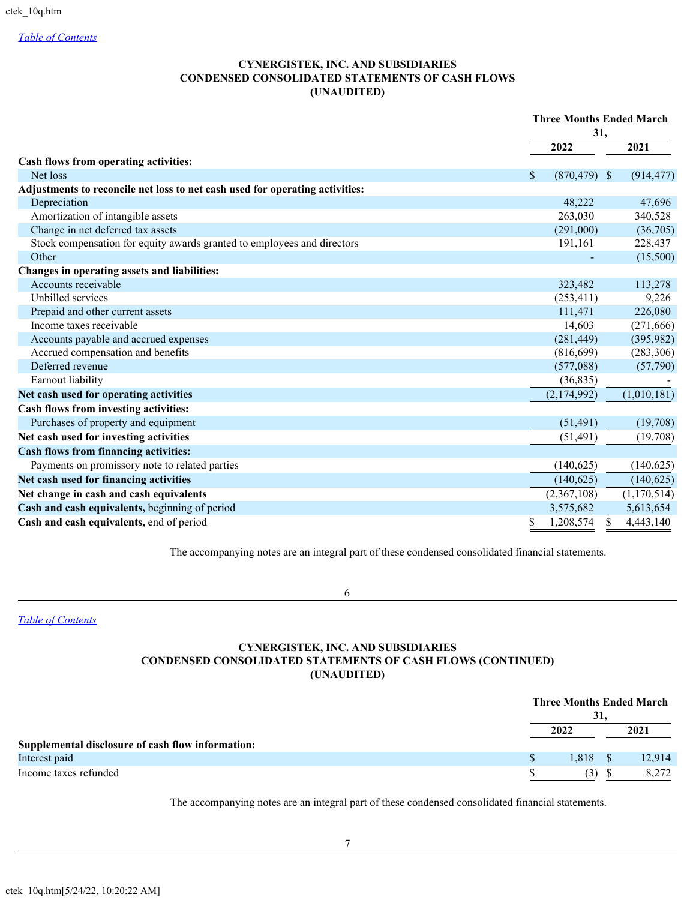# CYNERGISTEK, INC. AND SUBSIDIARIES
## CONDENSED CONSOLIDATED STATEMENTS OF CASH FLOWS
### (UNAUDITED)

| | Three Months Ended March 31, | |
|---|---|---|
| | **2022** | **2021** |
| **Cash flows from operating activities:** | | |
| Net loss | $ (870,479) | $ (914,477) |
| **Adjustments to reconcile net loss to net cash used for operating activities:** | | |
| Depreciation | 48,222 | 47,696 |
| Amortization of intangible assets | 263,030 | 340,528 |
| Change in net deferred tax assets | (291,000) | (36,705) |
| Stock compensation for equity awards granted to employees and directors | 191,161 | 228,437 |
| Other | - | (15,500) |
| **Changes in operating assets and liabilities:** | | |
| Accounts receivable | 323,482 | 113,278 |
| Unbilled services | (253,411) | 9,226 |
| Prepaid and other current assets | 111,471 | 226,080 |
| Income taxes receivable | 14,603 | (271,666) |
| Accounts payable and accrued expenses | (281,449) | (395,982) |
| Accrued compensation and benefits | (816,699) | (283,306) |
| Deferred revenue | (577,088) | (57,790) |
| Earnout liability | (36,835) | - |
| **Net cash used for operating activities** | (2,174,992) | (1,010,181) |
| **Cash flows from investing activities:** | | |
| Purchases of property and equipment | (51,491) | (19,708) |
| **Net cash used for investing activities** | (51,491) | (19,708) |
| **Cash flows from financing activities:** | | |
| Payments on promissory note to related parties | (140,625) | (140,625) |
| **Net cash used for financing activities** | (140,625) | (140,625) |
| **Net change in cash and cash equivalents** | (2,367,108) | (1,170,514) |
| **Cash and cash equivalents,** beginning of period | 3,575,682 | 5,613,654 |
| **Cash and cash equivalents,** end of period | $ 1,208,574 | $ 4,443,140 |

The accompanying notes are an integral part of these condensed consolidated financial statements.

# CYNERGISTEK, INC. AND SUBSIDIARIES
## CONDENSED CONSOLIDATED STATEMENTS OF CASH FLOWS (CONTINUED)
### (UNAUDITED)

| | Three Months Ended March 31, | |
|---|---|---|
| | **2022** | **2021** |
| **Supplemental disclosure of cash flow information:** | | |
| Interest paid | $ 1,818 | $ 12,914 |
| Income taxes refunded | $ (3) | $ 8,272 |

The accompanying notes are an integral part of these condensed consolidated financial statements.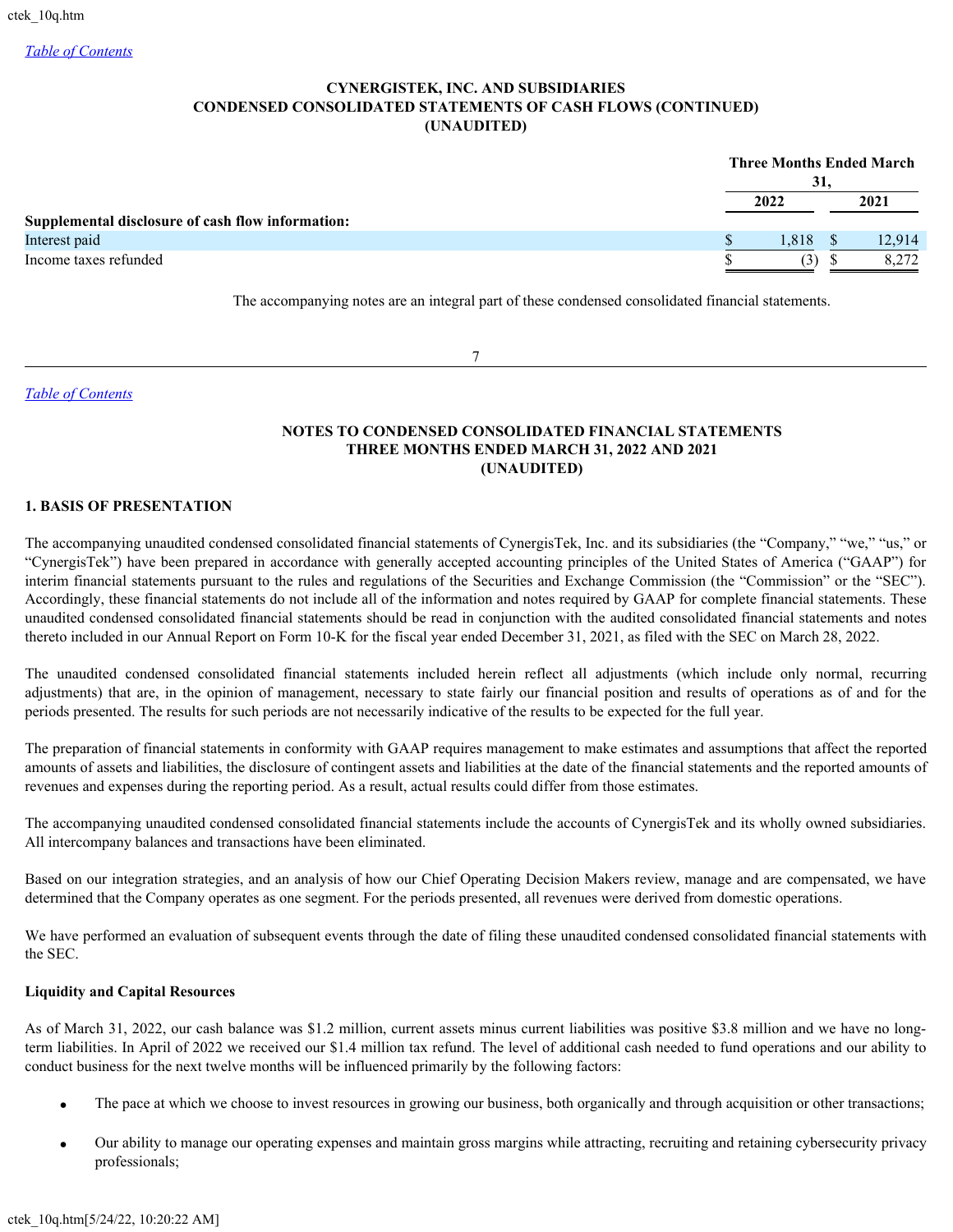### CYNERGISTEK, INC. AND SUBSIDIARIES
### CONDENSED CONSOLIDATED STATEMENTS OF CASH FLOWS (CONTINUED)
### (UNAUDITED)

| | Three Months Ended March 31, | |
|---|---|---|
| | 2022 | 2021 |
| **Supplemental disclosure of cash flow information:** | | |
| Interest paid | $ 1,818 | $ 12,914 |
| Income taxes refunded | $ (3) | $ 8,272 |

The accompanying notes are an integral part of these condensed consolidated financial statements.

### NOTES TO CONDENSED CONSOLIDATED FINANCIAL STATEMENTS
### THREE MONTHS ENDED MARCH 31, 2022 AND 2021
### (UNAUDITED)

#### 1. BASIS OF PRESENTATION

The accompanying unaudited condensed consolidated financial statements of CynergisTek, Inc. and its subsidiaries (the "Company," "we," "us," or "CynergisTek") have been prepared in accordance with generally accepted accounting principles of the United States of America ("GAAP") for interim financial statements pursuant to the rules and regulations of the Securities and Exchange Commission (the "Commission" or the "SEC"). Accordingly, these financial statements do not include all of the information and notes required by GAAP for complete financial statements. These unaudited condensed consolidated financial statements should be read in conjunction with the audited consolidated financial statements and notes thereto included in our Annual Report on Form 10-K for the fiscal year ended December 31, 2021, as filed with the SEC on March 28, 2022.

The unaudited condensed consolidated financial statements included herein reflect all adjustments (which include only normal, recurring adjustments) that are, in the opinion of management, necessary to state fairly our financial position and results of operations as of and for the periods presented. The results for such periods are not necessarily indicative of the results to be expected for the full year.

The preparation of financial statements in conformity with GAAP requires management to make estimates and assumptions that affect the reported amounts of assets and liabilities, the disclosure of contingent assets and liabilities at the date of the financial statements and the reported amounts of revenues and expenses during the reporting period. As a result, actual results could differ from those estimates.

The accompanying unaudited condensed consolidated financial statements include the accounts of CynergisTek and its wholly owned subsidiaries. All intercompany balances and transactions have been eliminated.

Based on our integration strategies, and an analysis of how our Chief Operating Decision Makers review, manage and are compensated, we have determined that the Company operates as one segment. For the periods presented, all revenues were derived from domestic operations.

We have performed an evaluation of subsequent events through the date of filing these unaudited condensed consolidated financial statements with the SEC.

**Liquidity and Capital Resources**

As of March 31, 2022, our cash balance was $1.2 million, current assets minus current liabilities was positive $3.8 million and we have no long-term liabilities. In April of 2022 we received our $1.4 million tax refund. The level of additional cash needed to fund operations and our ability to conduct business for the next twelve months will be influenced primarily by the following factors:

- The pace at which we choose to invest resources in growing our business, both organically and through acquisition or other transactions;
- Our ability to manage our operating expenses and maintain gross margins while attracting, recruiting and retaining cybersecurity privacy professionals;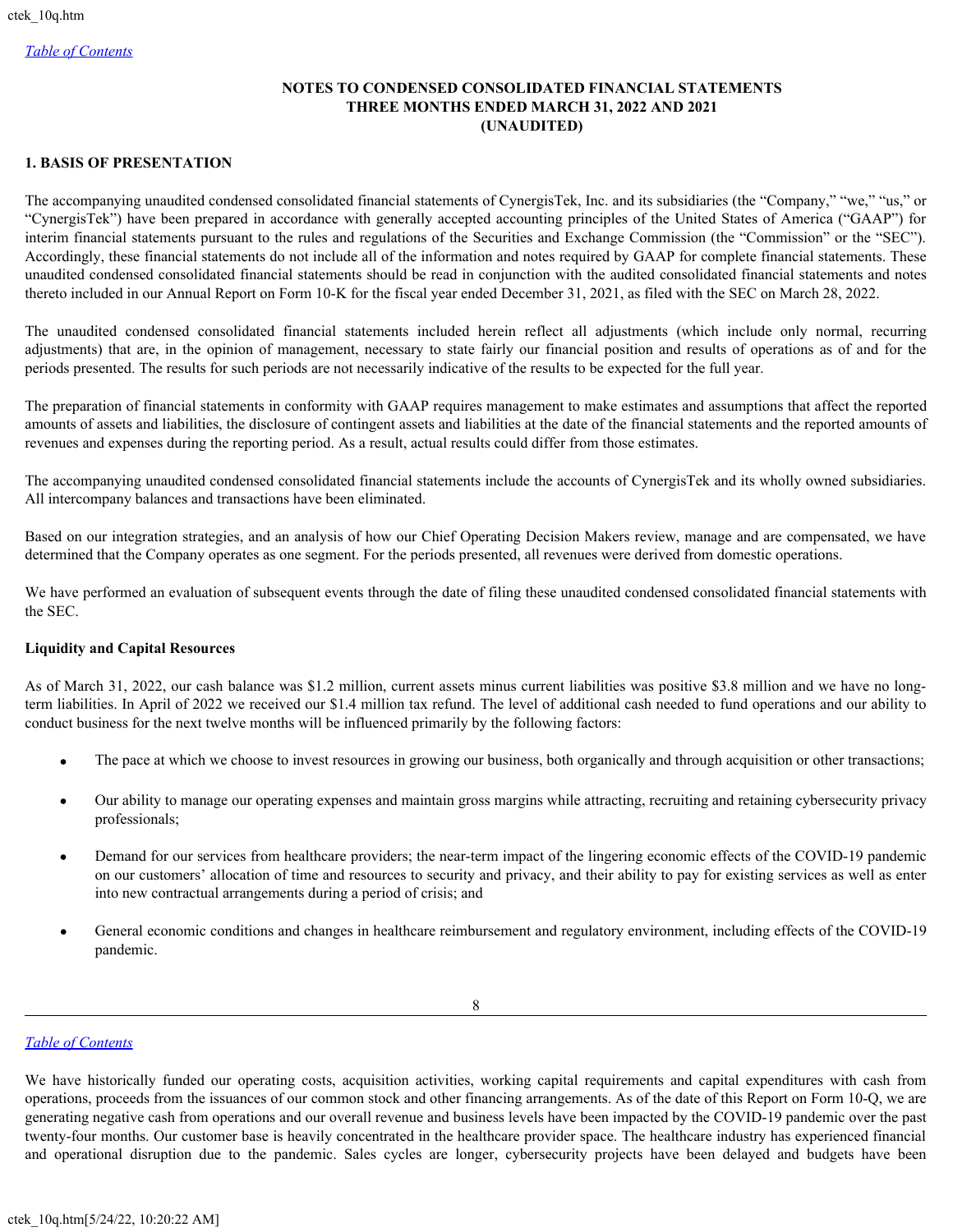## NOTES TO CONDENSED CONSOLIDATED FINANCIAL STATEMENTS
## THREE MONTHS ENDED MARCH 31, 2022 AND 2021
## (UNAUDITED)

### 1. BASIS OF PRESENTATION

The accompanying unaudited condensed consolidated financial statements of CynergisTek, Inc. and its subsidiaries (the "Company," "we," "us," or "CynergisTek") have been prepared in accordance with generally accepted accounting principles of the United States of America ("GAAP") for interim financial statements pursuant to the rules and regulations of the Securities and Exchange Commission (the "Commission" or the "SEC"). Accordingly, these financial statements do not include all of the information and notes required by GAAP for complete financial statements. These unaudited condensed consolidated financial statements should be read in conjunction with the audited consolidated financial statements and notes thereto included in our Annual Report on Form 10-K for the fiscal year ended December 31, 2021, as filed with the SEC on March 28, 2022.

The unaudited condensed consolidated financial statements included herein reflect all adjustments (which include only normal, recurring adjustments) that are, in the opinion of management, necessary to state fairly our financial position and results of operations as of and for the periods presented. The results for such periods are not necessarily indicative of the results to be expected for the full year.

The preparation of financial statements in conformity with GAAP requires management to make estimates and assumptions that affect the reported amounts of assets and liabilities, the disclosure of contingent assets and liabilities at the date of the financial statements and the reported amounts of revenues and expenses during the reporting period. As a result, actual results could differ from those estimates.

The accompanying unaudited condensed consolidated financial statements include the accounts of CynergisTek and its wholly owned subsidiaries. All intercompany balances and transactions have been eliminated.

Based on our integration strategies, and an analysis of how our Chief Operating Decision Makers review, manage and are compensated, we have determined that the Company operates as one segment. For the periods presented, all revenues were derived from domestic operations.

We have performed an evaluation of subsequent events through the date of filing these unaudited condensed consolidated financial statements with the SEC.

**Liquidity and Capital Resources**

As of March 31, 2022, our cash balance was $1.2 million, current assets minus current liabilities was positive $3.8 million and we have no long-term liabilities. In April of 2022 we received our $1.4 million tax refund. The level of additional cash needed to fund operations and our ability to conduct business for the next twelve months will be influenced primarily by the following factors:

- The pace at which we choose to invest resources in growing our business, both organically and through acquisition or other transactions;
- Our ability to manage our operating expenses and maintain gross margins while attracting, recruiting and retaining cybersecurity privacy professionals;
- Demand for our services from healthcare providers; the near-term impact of the lingering economic effects of the COVID-19 pandemic on our customers' allocation of time and resources to security and privacy, and their ability to pay for existing services as well as enter into new contractual arrangements during a period of crisis; and
- General economic conditions and changes in healthcare reimbursement and regulatory environment, including effects of the COVID-19 pandemic.

We have historically funded our operating costs, acquisition activities, working capital requirements and capital expenditures with cash from operations, proceeds from the issuances of our common stock and other financing arrangements. As of the date of this Report on Form 10-Q, we are generating negative cash from operations and our overall revenue and business levels have been impacted by the COVID-19 pandemic over the past twenty-four months. Our customer base is heavily concentrated in the healthcare provider space. The healthcare industry has experienced financial and operational disruption due to the pandemic. Sales cycles are longer, cybersecurity projects have been delayed and budgets have been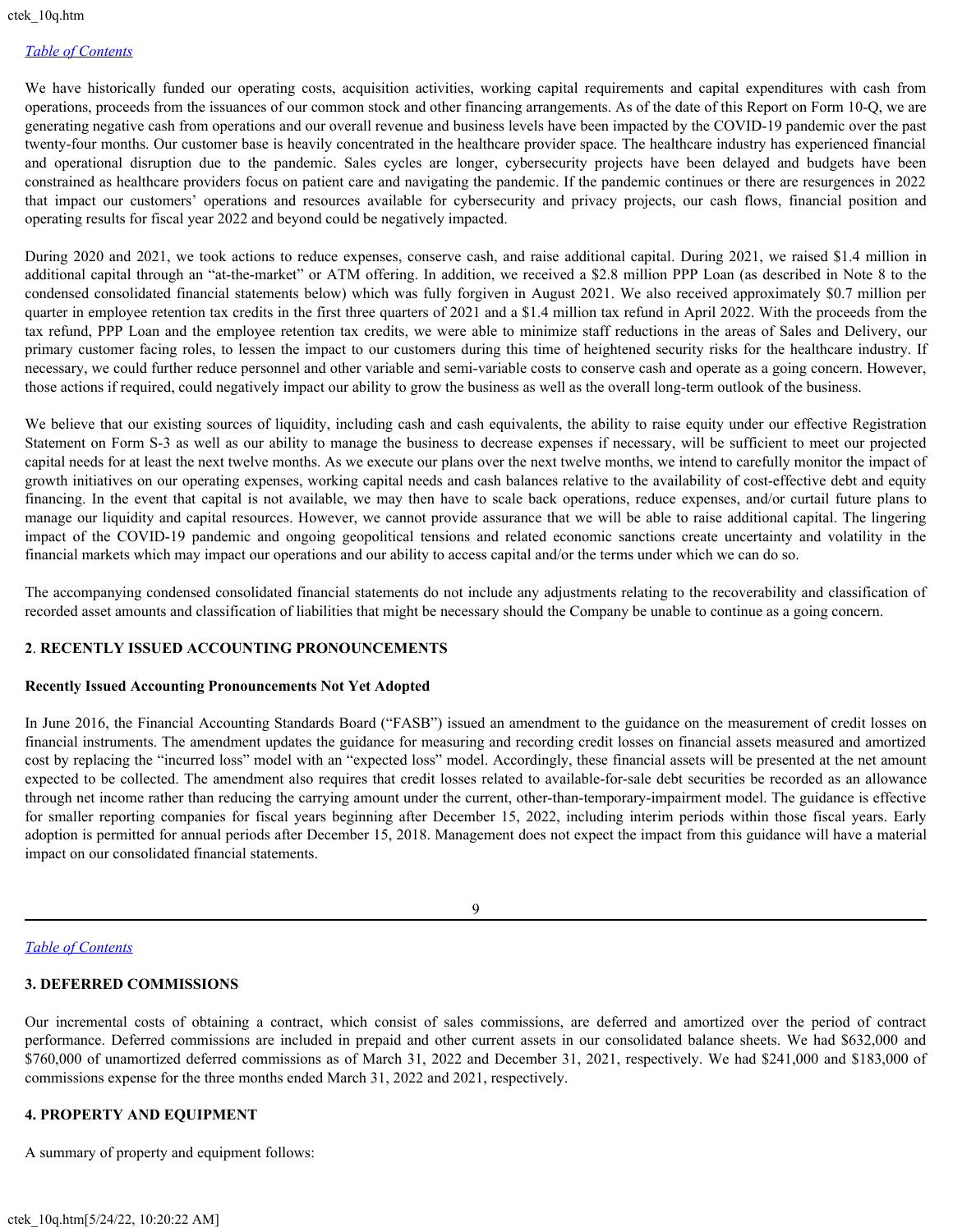We have historically funded our operating costs, acquisition activities, working capital requirements and capital expenditures with cash from operations, proceeds from the issuances of our common stock and other financing arrangements. As of the date of this Report on Form 10-Q, we are generating negative cash from operations and our overall revenue and business levels have been impacted by the COVID-19 pandemic over the past twenty-four months. Our customer base is heavily concentrated in the healthcare provider space. The healthcare industry has experienced financial and operational disruption due to the pandemic. Sales cycles are longer, cybersecurity projects have been delayed and budgets have been constrained as healthcare providers focus on patient care and navigating the pandemic. If the pandemic continues or there are resurgences in 2022 that impact our customers' operations and resources available for cybersecurity and privacy projects, our cash flows, financial position and operating results for fiscal year 2022 and beyond could be negatively impacted.

During 2020 and 2021, we took actions to reduce expenses, conserve cash, and raise additional capital. During 2021, we raised $1.4 million in additional capital through an "at-the-market" or ATM offering. In addition, we received a $2.8 million PPP Loan (as described in Note 8 to the condensed consolidated financial statements below) which was fully forgiven in August 2021. We also received approximately $0.7 million per quarter in employee retention tax credits in the first three quarters of 2021 and a $1.4 million tax refund in April 2022. With the proceeds from the tax refund, PPP Loan and the employee retention tax credits, we were able to minimize staff reductions in the areas of Sales and Delivery, our primary customer facing roles, to lessen the impact to our customers during this time of heightened security risks for the healthcare industry. If necessary, we could further reduce personnel and other variable and semi-variable costs to conserve cash and operate as a going concern. However, those actions if required, could negatively impact our ability to grow the business as well as the overall long-term outlook of the business.

We believe that our existing sources of liquidity, including cash and cash equivalents, the ability to raise equity under our effective Registration Statement on Form S-3 as well as our ability to manage the business to decrease expenses if necessary, will be sufficient to meet our projected capital needs for at least the next twelve months. As we execute our plans over the next twelve months, we intend to carefully monitor the impact of growth initiatives on our operating expenses, working capital needs and cash balances relative to the availability of cost-effective debt and equity financing. In the event that capital is not available, we may then have to scale back operations, reduce expenses, and/or curtail future plans to manage our liquidity and capital resources. However, we cannot provide assurance that we will be able to raise additional capital. The lingering impact of the COVID-19 pandemic and ongoing geopolitical tensions and related economic sanctions create uncertainty and volatility in the financial markets which may impact our operations and our ability to access capital and/or the terms under which we can do so.

The accompanying condensed consolidated financial statements do not include any adjustments relating to the recoverability and classification of recorded asset amounts and classification of liabilities that might be necessary should the Company be unable to continue as a going concern.

## 2. RECENTLY ISSUED ACCOUNTING PRONOUNCEMENTS

### Recently Issued Accounting Pronouncements Not Yet Adopted

In June 2016, the Financial Accounting Standards Board ("FASB") issued an amendment to the guidance on the measurement of credit losses on financial instruments. The amendment updates the guidance for measuring and recording credit losses on financial assets measured and amortized cost by replacing the "incurred loss" model with an "expected loss" model. Accordingly, these financial assets will be presented at the net amount expected to be collected. The amendment also requires that credit losses related to available-for-sale debt securities be recorded as an allowance through net income rather than reducing the carrying amount under the current, other-than-temporary-impairment model. The guidance is effective for smaller reporting companies for fiscal years beginning after December 15, 2022, including interim periods within those fiscal years. Early adoption is permitted for annual periods after December 15, 2018. Management does not expect the impact from this guidance will have a material impact on our consolidated financial statements.

## 3. DEFERRED COMMISSIONS

Our incremental costs of obtaining a contract, which consist of sales commissions, are deferred and amortized over the period of contract performance. Deferred commissions are included in prepaid and other current assets in our consolidated balance sheets. We had $632,000 and $760,000 of unamortized deferred commissions as of March 31, 2022 and December 31, 2021, respectively. We had $241,000 and $183,000 of commissions expense for the three months ended March 31, 2022 and 2021, respectively.

## 4. PROPERTY AND EQUIPMENT

A summary of property and equipment follows: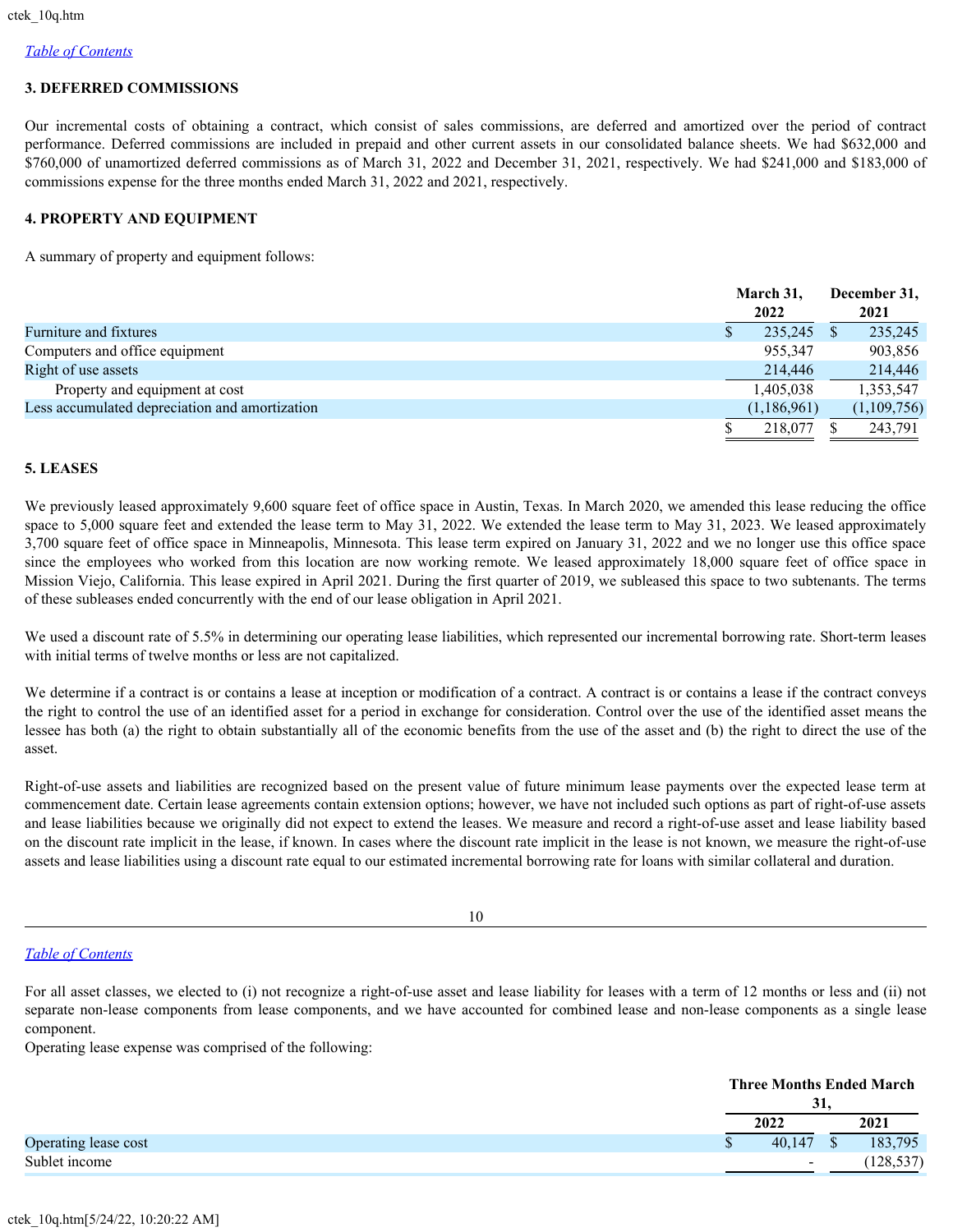## 3. DEFERRED COMMISSIONS

Our incremental costs of obtaining a contract, which consist of sales commissions, are deferred and amortized over the period of contract performance. Deferred commissions are included in prepaid and other current assets in our consolidated balance sheets. We had $632,000 and $760,000 of unamortized deferred commissions as of March 31, 2022 and December 31, 2021, respectively. We had $241,000 and $183,000 of commissions expense for the three months ended March 31, 2022 and 2021, respectively.

## 4. PROPERTY AND EQUIPMENT

A summary of property and equipment follows:

| | March 31, 2022 | December 31, 2021 |
|---|---|---|
| Furniture and fixtures | $ 235,245 | $ 235,245 |
| Computers and office equipment | 955,347 | 903,856 |
| Right of use assets | 214,446 | 214,446 |
| Property and equipment at cost | 1,405,038 | 1,353,547 |
| Less accumulated depreciation and amortization | (1,186,961) | (1,109,756) |
| | $ 218,077 | $ 243,791 |

## 5. LEASES

We previously leased approximately 9,600 square feet of office space in Austin, Texas. In March 2020, we amended this lease reducing the office space to 5,000 square feet and extended the lease term to May 31, 2022. We extended the lease term to May 31, 2023. We leased approximately 3,700 square feet of office space in Minneapolis, Minnesota. This lease term expired on January 31, 2022 and we no longer use this office space since the employees who worked from this location are now working remote. We leased approximately 18,000 square feet of office space in Mission Viejo, California. This lease expired in April 2021. During the first quarter of 2019, we subleased this space to two subtenants. The terms of these subleases ended concurrently with the end of our lease obligation in April 2021.

We used a discount rate of 5.5% in determining our operating lease liabilities, which represented our incremental borrowing rate. Short-term leases with initial terms of twelve months or less are not capitalized.

We determine if a contract is or contains a lease at inception or modification of a contract. A contract is or contains a lease if the contract conveys the right to control the use of an identified asset for a period in exchange for consideration. Control over the use of the identified asset means the lessee has both (a) the right to obtain substantially all of the economic benefits from the use of the asset and (b) the right to direct the use of the asset.

Right-of-use assets and liabilities are recognized based on the present value of future minimum lease payments over the expected lease term at commencement date. Certain lease agreements contain extension options; however, we have not included such options as part of right-of-use assets and lease liabilities because we originally did not expect to extend the leases. We measure and record a right-of-use asset and lease liability based on the discount rate implicit in the lease, if known. In cases where the discount rate implicit in the lease is not known, we measure the right-of-use assets and lease liabilities using a discount rate equal to our estimated incremental borrowing rate for loans with similar collateral and duration.

For all asset classes, we elected to (i) not recognize a right-of-use asset and lease liability for leases with a term of 12 months or less and (ii) not separate non-lease components from lease components, and we have accounted for combined lease and non-lease components as a single lease component.

Operating lease expense was comprised of the following:

| | Three Months Ended March 31, | |
|---|---|---|
| | 2022 | 2021 |
| Operating lease cost | $ 40,147 | $ 183,795 |
| Sublet income | - | (128,537) |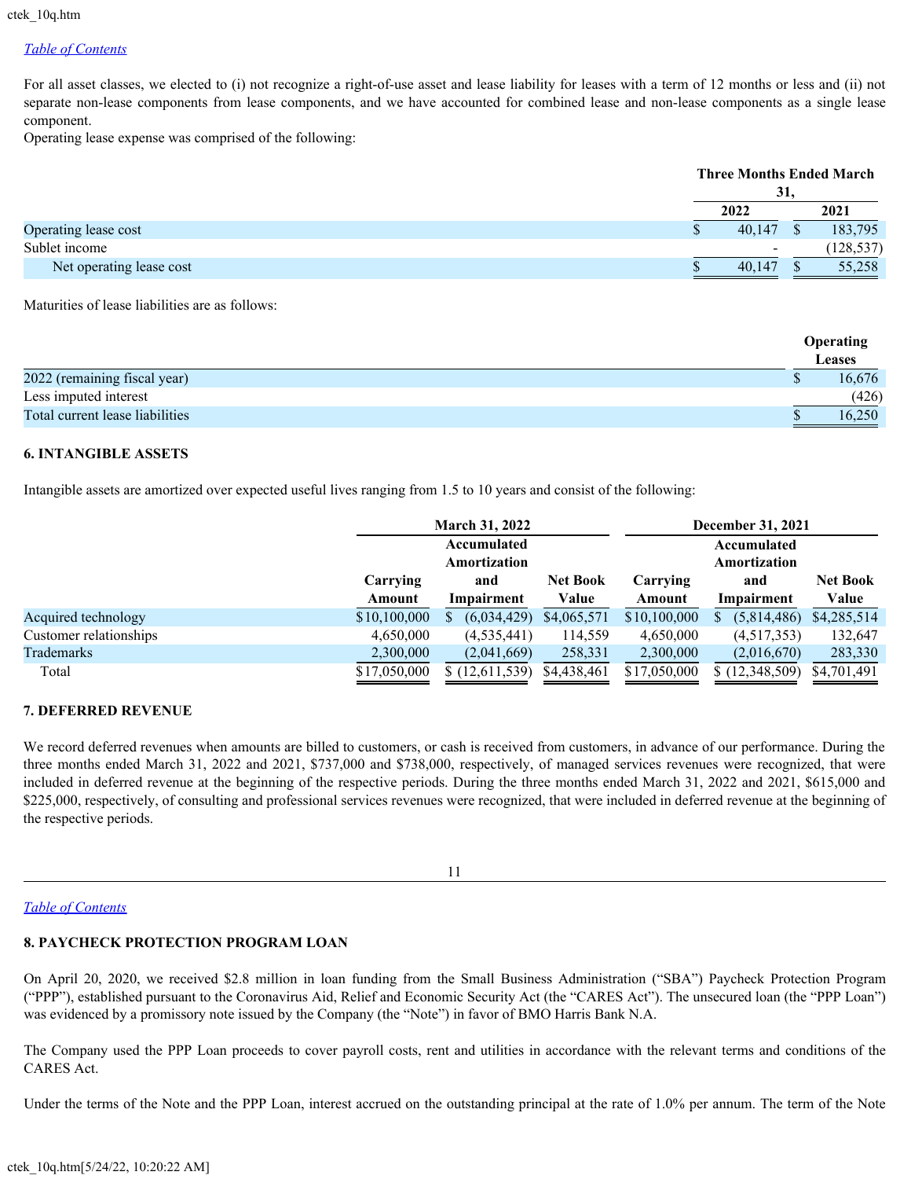For all asset classes, we elected to (i) not recognize a right-of-use asset and lease liability for leases with a term of 12 months or less and (ii) not separate non-lease components from lease components, and we have accounted for combined lease and non-lease components as a single lease component.

Operating lease expense was comprised of the following:

| | Three Months Ended March 31, | |
|---|---|---|
| | 2022 | 2021 |
| Operating lease cost | $ 40,147 | $ 183,795 |
| Sublet income | - | (128,537) |
| Net operating lease cost | $ 40,147 | $ 55,258 |

Maturities of lease liabilities are as follows:

| | Operating Leases |
|---|---|
| 2022 (remaining fiscal year) | $ 16,676 |
| Less imputed interest | (426) |
| Total current lease liabilities | $ 16,250 |

### 6. INTANGIBLE ASSETS

Intangible assets are amortized over expected useful lives ranging from 1.5 to 10 years and consist of the following:

| | March 31, 2022 | | | December 31, 2021 | | |
|---|---|---|---|---|---|---|
| | Carrying Amount | Accumulated Amortization and Impairment | Net Book Value | Carrying Amount | Accumulated Amortization and Impairment | Net Book Value |
| Acquired technology | $10,100,000 | $ (6,034,429) | $4,065,571 | $10,100,000 | $ (5,814,486) | $4,285,514 |
| Customer relationships | 4,650,000 | (4,535,441) | 114,559 | 4,650,000 | (4,517,353) | 132,647 |
| Trademarks | 2,300,000 | (2,041,669) | 258,331 | 2,300,000 | (2,016,670) | 283,330 |
| Total | $17,050,000 | $ (12,611,539) | $4,438,461 | $17,050,000 | $ (12,348,509) | $4,701,491 |

### 7. DEFERRED REVENUE

We record deferred revenues when amounts are billed to customers, or cash is received from customers, in advance of our performance. During the three months ended March 31, 2022 and 2021, $737,000 and $738,000, respectively, of managed services revenues were recognized, that were included in deferred revenue at the beginning of the respective periods. During the three months ended March 31, 2022 and 2021, $615,000 and $225,000, respectively, of consulting and professional services revenues were recognized, that were included in deferred revenue at the beginning of the respective periods.

### 8. PAYCHECK PROTECTION PROGRAM LOAN

On April 20, 2020, we received $2.8 million in loan funding from the Small Business Administration ("SBA") Paycheck Protection Program ("PPP"), established pursuant to the Coronavirus Aid, Relief and Economic Security Act (the "CARES Act"). The unsecured loan (the "PPP Loan") was evidenced by a promissory note issued by the Company (the "Note") in favor of BMO Harris Bank N.A.

The Company used the PPP Loan proceeds to cover payroll costs, rent and utilities in accordance with the relevant terms and conditions of the CARES Act.

Under the terms of the Note and the PPP Loan, interest accrued on the outstanding principal at the rate of 1.0% per annum. The term of the Note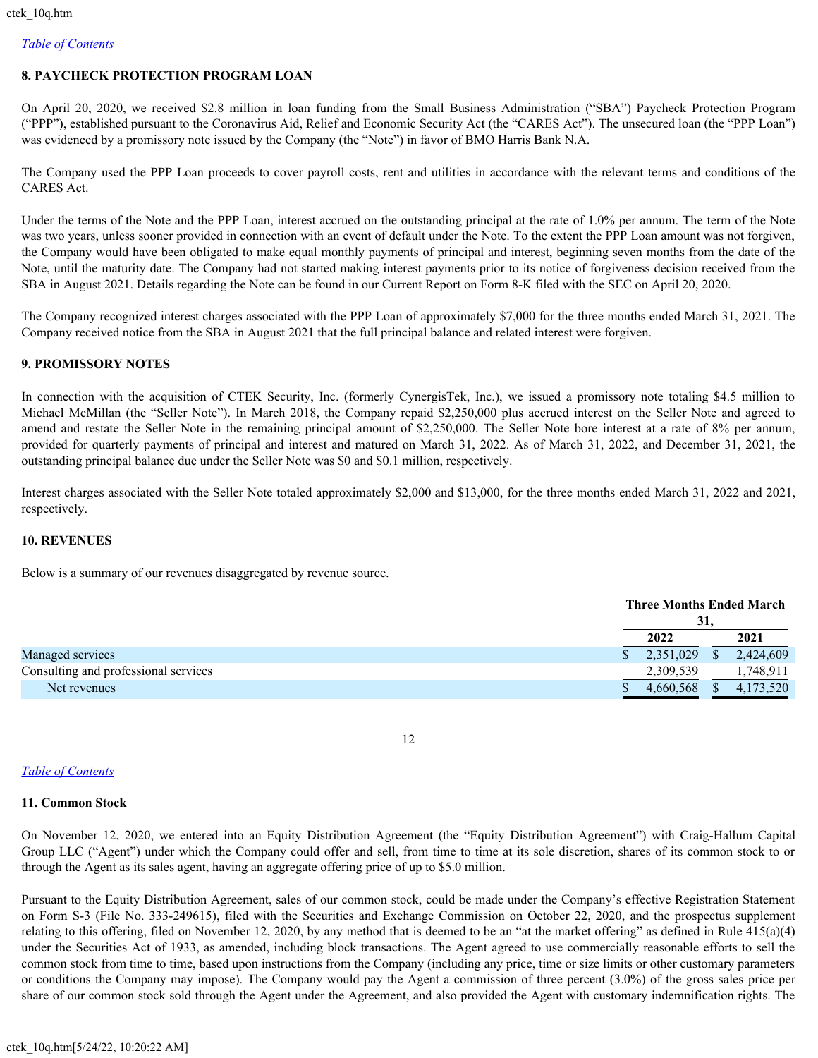*Table of Contents*

**8. PAYCHECK PROTECTION PROGRAM LOAN**

On April 20, 2020, we received $2.8 million in loan funding from the Small Business Administration ("SBA") Paycheck Protection Program ("PPP"), established pursuant to the Coronavirus Aid, Relief and Economic Security Act (the "CARES Act"). The unsecured loan (the "PPP Loan") was evidenced by a promissory note issued by the Company (the "Note") in favor of BMO Harris Bank N.A.

The Company used the PPP Loan proceeds to cover payroll costs, rent and utilities in accordance with the relevant terms and conditions of the CARES Act.

Under the terms of the Note and the PPP Loan, interest accrued on the outstanding principal at the rate of 1.0% per annum. The term of the Note was two years, unless sooner provided in connection with an event of default under the Note. To the extent the PPP Loan amount was not forgiven, the Company would have been obligated to make equal monthly payments of principal and interest, beginning seven months from the date of the Note, until the maturity date. The Company had not started making interest payments prior to its notice of forgiveness decision received from the SBA in August 2021. Details regarding the Note can be found in our Current Report on Form 8-K filed with the SEC on April 20, 2020.

The Company recognized interest charges associated with the PPP Loan of approximately $7,000 for the three months ended March 31, 2021. The Company received notice from the SBA in August 2021 that the full principal balance and related interest were forgiven.

**9. PROMISSORY NOTES**

In connection with the acquisition of CTEK Security, Inc. (formerly CynergisTek, Inc.), we issued a promissory note totaling $4.5 million to Michael McMillan (the "Seller Note"). In March 2018, the Company repaid $2,250,000 plus accrued interest on the Seller Note and agreed to amend and restate the Seller Note in the remaining principal amount of $2,250,000. The Seller Note bore interest at a rate of 8% per annum, provided for quarterly payments of principal and interest and matured on March 31, 2022. As of March 31, 2022, and December 31, 2021, the outstanding principal balance due under the Seller Note was $0 and $0.1 million, respectively.

Interest charges associated with the Seller Note totaled approximately $2,000 and $13,000, for the three months ended March 31, 2022 and 2021, respectively.

**10. REVENUES**

Below is a summary of our revenues disaggregated by revenue source.

| | Three Months Ended March 31, | |
|---|---|---|
| | 2022 | 2021 |
| Managed services | $ 2,351,029 | $ 2,424,609 |
| Consulting and professional services | 2,309,539 | 1,748,911 |
| Net revenues | $ 4,660,568 | $ 4,173,520 |

*Table of Contents*

**11. Common Stock**

On November 12, 2020, we entered into an Equity Distribution Agreement (the "Equity Distribution Agreement") with Craig-Hallum Capital Group LLC ("Agent") under which the Company could offer and sell, from time to time at its sole discretion, shares of its common stock to or through the Agent as its sales agent, having an aggregate offering price of up to $5.0 million.

Pursuant to the Equity Distribution Agreement, sales of our common stock, could be made under the Company's effective Registration Statement on Form S-3 (File No. 333-249615), filed with the Securities and Exchange Commission on October 22, 2020, and the prospectus supplement relating to this offering, filed on November 12, 2020, by any method that is deemed to be an "at the market offering" as defined in Rule 415(a)(4) under the Securities Act of 1933, as amended, including block transactions. The Agent agreed to use commercially reasonable efforts to sell the common stock from time to time, based upon instructions from the Company (including any price, time or size limits or other customary parameters or conditions the Company may impose). The Company would pay the Agent a commission of three percent (3.0%) of the gross sales price per share of our common stock sold through the Agent under the Agreement, and also provided the Agent with customary indemnification rights. The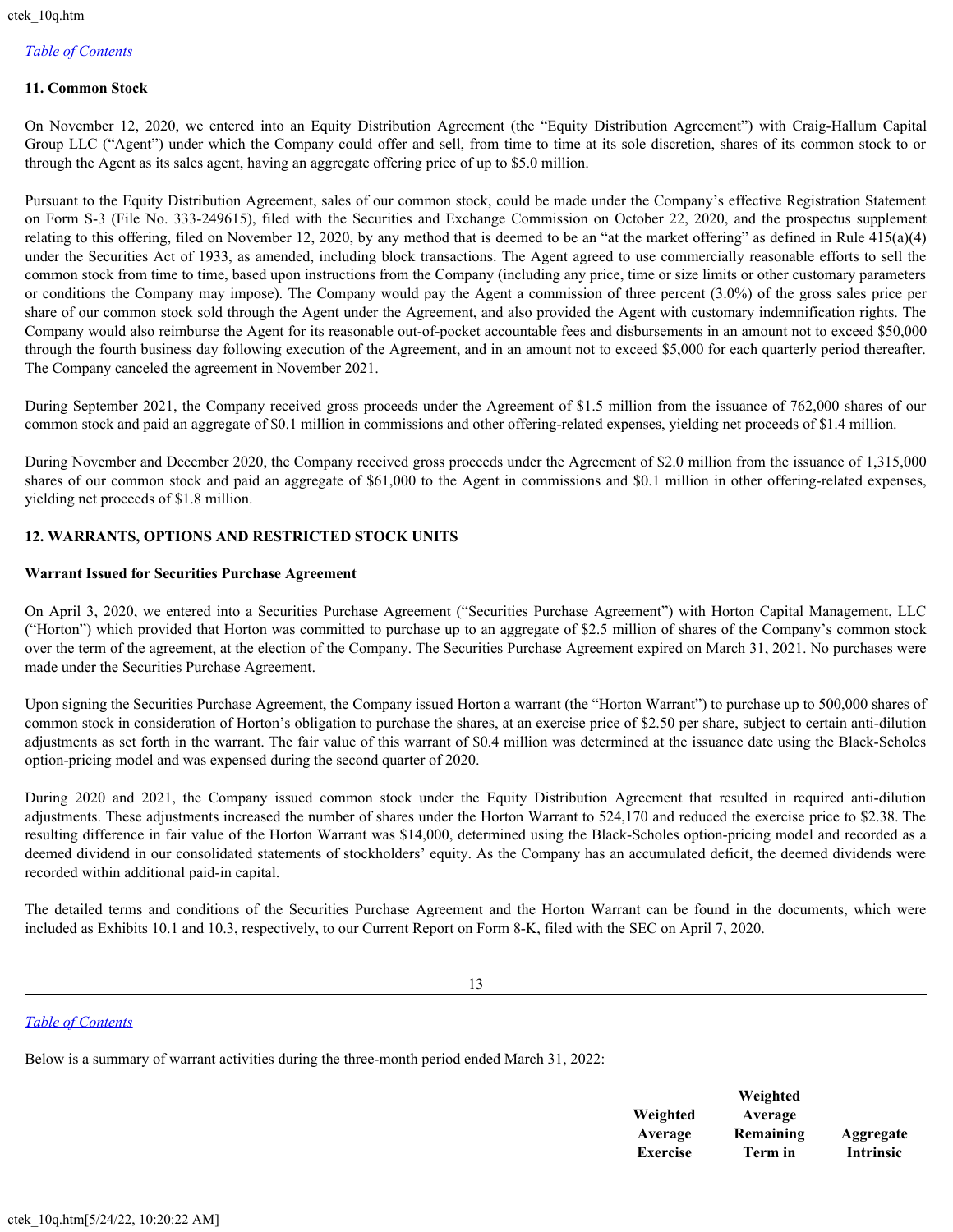## 11. Common Stock

On November 12, 2020, we entered into an Equity Distribution Agreement (the "Equity Distribution Agreement") with Craig-Hallum Capital Group LLC ("Agent") under which the Company could offer and sell, from time to time at its sole discretion, shares of its common stock to or through the Agent as its sales agent, having an aggregate offering price of up to $5.0 million.

Pursuant to the Equity Distribution Agreement, sales of our common stock, could be made under the Company's effective Registration Statement on Form S-3 (File No. 333-249615), filed with the Securities and Exchange Commission on October 22, 2020, and the prospectus supplement relating to this offering, filed on November 12, 2020, by any method that is deemed to be an "at the market offering" as defined in Rule 415(a)(4) under the Securities Act of 1933, as amended, including block transactions. The Agent agreed to use commercially reasonable efforts to sell the common stock from time to time, based upon instructions from the Company (including any price, time or size limits or other customary parameters or conditions the Company may impose). The Company would pay the Agent a commission of three percent (3.0%) of the gross sales price per share of our common stock sold through the Agent under the Agreement, and also provided the Agent with customary indemnification rights. The Company would also reimburse the Agent for its reasonable out-of-pocket accountable fees and disbursements in an amount not to exceed $50,000 through the fourth business day following execution of the Agreement, and in an amount not to exceed $5,000 for each quarterly period thereafter. The Company canceled the agreement in November 2021.

During September 2021, the Company received gross proceeds under the Agreement of $1.5 million from the issuance of 762,000 shares of our common stock and paid an aggregate of $0.1 million in commissions and other offering-related expenses, yielding net proceeds of $1.4 million.

During November and December 2020, the Company received gross proceeds under the Agreement of $2.0 million from the issuance of 1,315,000 shares of our common stock and paid an aggregate of $61,000 to the Agent in commissions and $0.1 million in other offering-related expenses, yielding net proceeds of $1.8 million.

## 12. WARRANTS, OPTIONS AND RESTRICTED STOCK UNITS

### Warrant Issued for Securities Purchase Agreement

On April 3, 2020, we entered into a Securities Purchase Agreement ("Securities Purchase Agreement") with Horton Capital Management, LLC ("Horton") which provided that Horton was committed to purchase up to an aggregate of $2.5 million of shares of the Company's common stock over the term of the agreement, at the election of the Company. The Securities Purchase Agreement expired on March 31, 2021. No purchases were made under the Securities Purchase Agreement.

Upon signing the Securities Purchase Agreement, the Company issued Horton a warrant (the "Horton Warrant") to purchase up to 500,000 shares of common stock in consideration of Horton's obligation to purchase the shares, at an exercise price of $2.50 per share, subject to certain anti-dilution adjustments as set forth in the warrant. The fair value of this warrant of $0.4 million was determined at the issuance date using the Black-Scholes option-pricing model and was expensed during the second quarter of 2020.

During 2020 and 2021, the Company issued common stock under the Equity Distribution Agreement that resulted in required anti-dilution adjustments. These adjustments increased the number of shares under the Horton Warrant to 524,170 and reduced the exercise price to $2.38. The resulting difference in fair value of the Horton Warrant was $14,000, determined using the Black-Scholes option-pricing model and recorded as a deemed dividend in our consolidated statements of stockholders' equity. As the Company has an accumulated deficit, the deemed dividends were recorded within additional paid-in capital.

The detailed terms and conditions of the Securities Purchase Agreement and the Horton Warrant can be found in the documents, which were included as Exhibits 10.1 and 10.3, respectively, to our Current Report on Form 8-K, filed with the SEC on April 7, 2020.

Below is a summary of warrant activities during the three-month period ended March 31, 2022:

| | Weighted Average Exercise | Weighted Average Remaining Term in | Aggregate Intrinsic |
|---|---|---|---|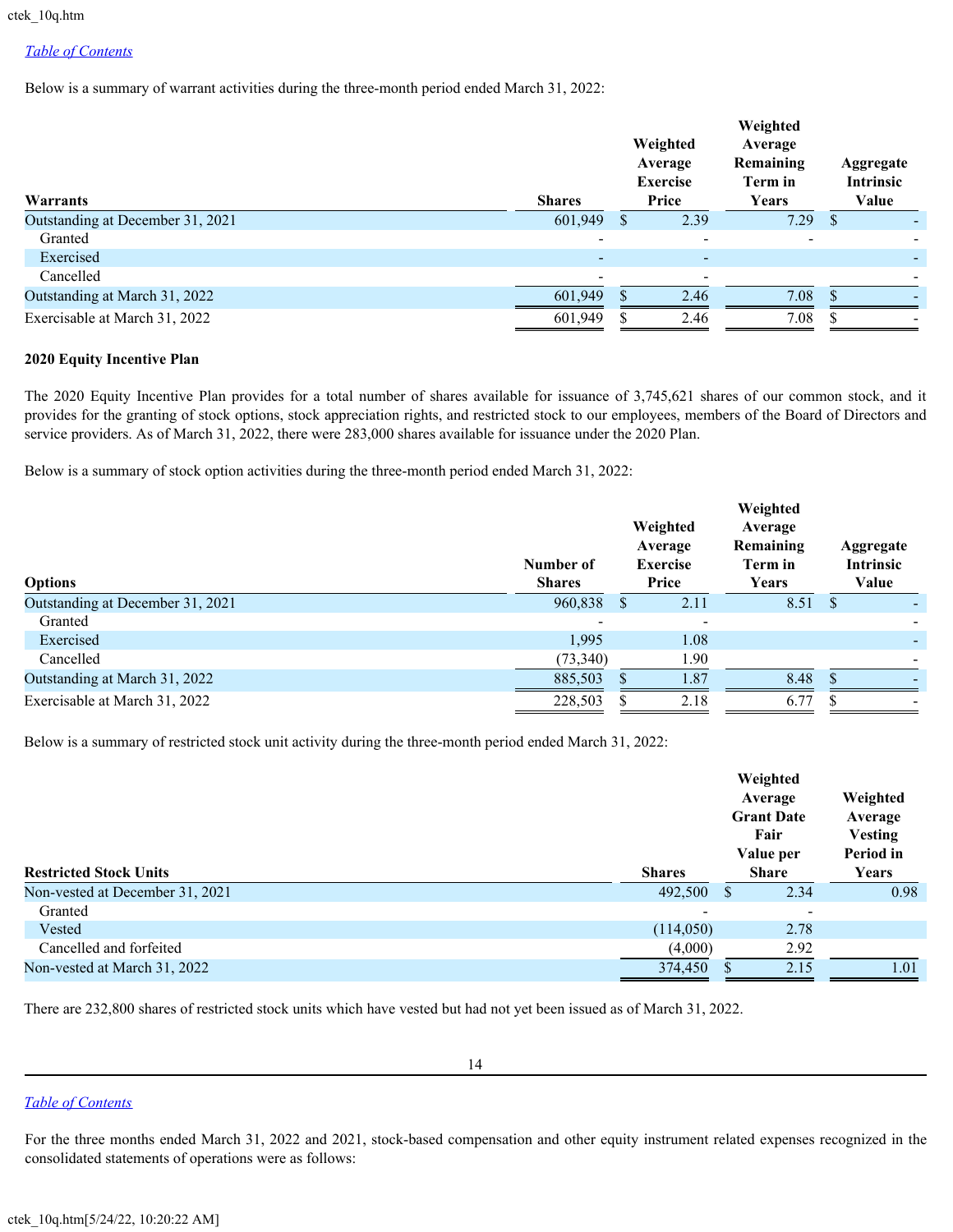Below is a summary of warrant activities during the three-month period ended March 31, 2022:

| Warrants | Shares | Weighted Average Exercise Price | Weighted Average Remaining Term in Years | Aggregate Intrinsic Value |
|---|---|---|---|---|
| Outstanding at December 31, 2021 | 601,949 | $ 2.39 | 7.29 | $ - |
| Granted | - | - | - | - |
| Exercised | - | - | | - |
| Cancelled | - | - | | - |
| Outstanding at March 31, 2022 | 601,949 | $ 2.46 | 7.08 | $ - |
| Exercisable at March 31, 2022 | 601,949 | $ 2.46 | 7.08 | $ - |

**2020 Equity Incentive Plan**

The 2020 Equity Incentive Plan provides for a total number of shares available for issuance of 3,745,621 shares of our common stock, and it provides for the granting of stock options, stock appreciation rights, and restricted stock to our employees, members of the Board of Directors and service providers. As of March 31, 2022, there were 283,000 shares available for issuance under the 2020 Plan.

Below is a summary of stock option activities during the three-month period ended March 31, 2022:

| Options | Number of Shares | Weighted Average Exercise Price | Weighted Average Remaining Term in Years | Aggregate Intrinsic Value |
|---|---|---|---|---|
| Outstanding at December 31, 2021 | 960,838 | $ 2.11 | 8.51 | $ - |
| Granted | - | - | | - |
| Exercised | 1,995 | 1.08 | | - |
| Cancelled | (73,340) | 1.90 | | - |
| Outstanding at March 31, 2022 | 885,503 | $ 1.87 | 8.48 | $ - |
| Exercisable at March 31, 2022 | 228,503 | $ 2.18 | 6.77 | $ - |

Below is a summary of restricted stock unit activity during the three-month period ended March 31, 2022:

| Restricted Stock Units | Shares | Weighted Average Grant Date Fair Value per Share | Weighted Average Vesting Period in Years |
|---|---|---|---|
| Non-vested at December 31, 2021 | 492,500 | $ 2.34 | 0.98 |
| Granted | - | - | |
| Vested | (114,050) | 2.78 | |
| Cancelled and forfeited | (4,000) | 2.92 | |
| Non-vested at March 31, 2022 | 374,450 | $ 2.15 | 1.01 |

There are 232,800 shares of restricted stock units which have vested but had not yet been issued as of March 31, 2022.

For the three months ended March 31, 2022 and 2021, stock-based compensation and other equity instrument related expenses recognized in the consolidated statements of operations were as follows: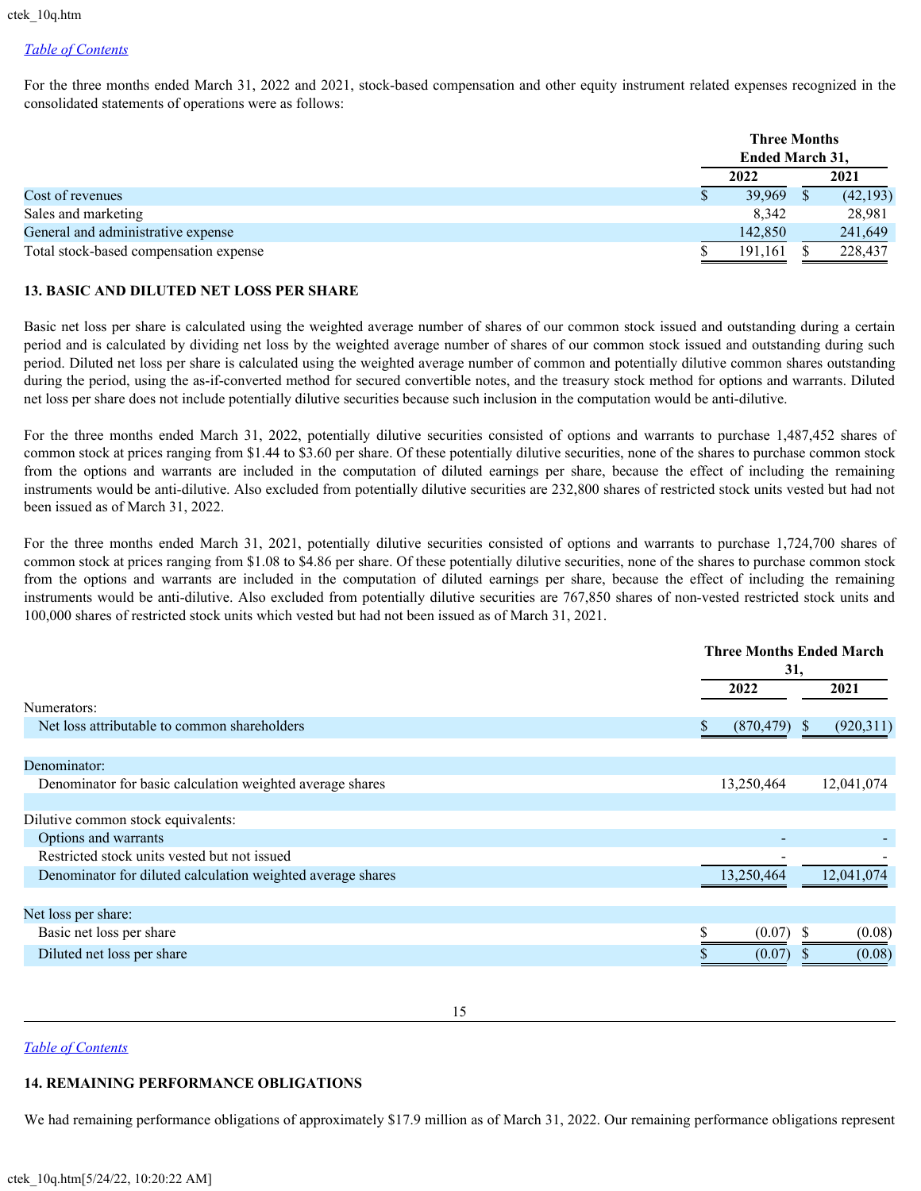For the three months ended March 31, 2022 and 2021, stock-based compensation and other equity instrument related expenses recognized in the consolidated statements of operations were as follows:

| | Three Months Ended March 31, | |
|---|---|---|
| | 2022 | 2021 |
| Cost of revenues | $ 39,969 | $ (42,193) |
| Sales and marketing | 8,342 | 28,981 |
| General and administrative expense | 142,850 | 241,649 |
| Total stock-based compensation expense | $ 191,161 | $ 228,437 |

### 13. BASIC AND DILUTED NET LOSS PER SHARE

Basic net loss per share is calculated using the weighted average number of shares of our common stock issued and outstanding during a certain period and is calculated by dividing net loss by the weighted average number of shares of our common stock issued and outstanding during such period. Diluted net loss per share is calculated using the weighted average number of common and potentially dilutive common shares outstanding during the period, using the as-if-converted method for secured convertible notes, and the treasury stock method for options and warrants. Diluted net loss per share does not include potentially dilutive securities because such inclusion in the computation would be anti-dilutive.

For the three months ended March 31, 2022, potentially dilutive securities consisted of options and warrants to purchase 1,487,452 shares of common stock at prices ranging from $1.44 to $3.60 per share. Of these potentially dilutive securities, none of the shares to purchase common stock from the options and warrants are included in the computation of diluted earnings per share, because the effect of including the remaining instruments would be anti-dilutive. Also excluded from potentially dilutive securities are 232,800 shares of restricted stock units vested but had not been issued as of March 31, 2022.

For the three months ended March 31, 2021, potentially dilutive securities consisted of options and warrants to purchase 1,724,700 shares of common stock at prices ranging from $1.08 to $4.86 per share. Of these potentially dilutive securities, none of the shares to purchase common stock from the options and warrants are included in the computation of diluted earnings per share, because the effect of including the remaining instruments would be anti-dilutive. Also excluded from potentially dilutive securities are 767,850 shares of non-vested restricted stock units and 100,000 shares of restricted stock units which vested but had not been issued as of March 31, 2021.

| | Three Months Ended March 31, | |
|---|---|---|
| | 2022 | 2021 |
| Numerators: | | |
| Net loss attributable to common shareholders | $ (870,479) | $ (920,311) |
| Denominator: | | |
| Denominator for basic calculation weighted average shares | 13,250,464 | 12,041,074 |
| Dilutive common stock equivalents: | | |
| Options and warrants | - | - |
| Restricted stock units vested but not issued | - | - |
| Denominator for diluted calculation weighted average shares | 13,250,464 | 12,041,074 |
| Net loss per share: | | |
| Basic net loss per share | $ (0.07) | $ (0.08) |
| Diluted net loss per share | $ (0.07) | $ (0.08) |

### 14. REMAINING PERFORMANCE OBLIGATIONS

We had remaining performance obligations of approximately $17.9 million as of March 31, 2022. Our remaining performance obligations represent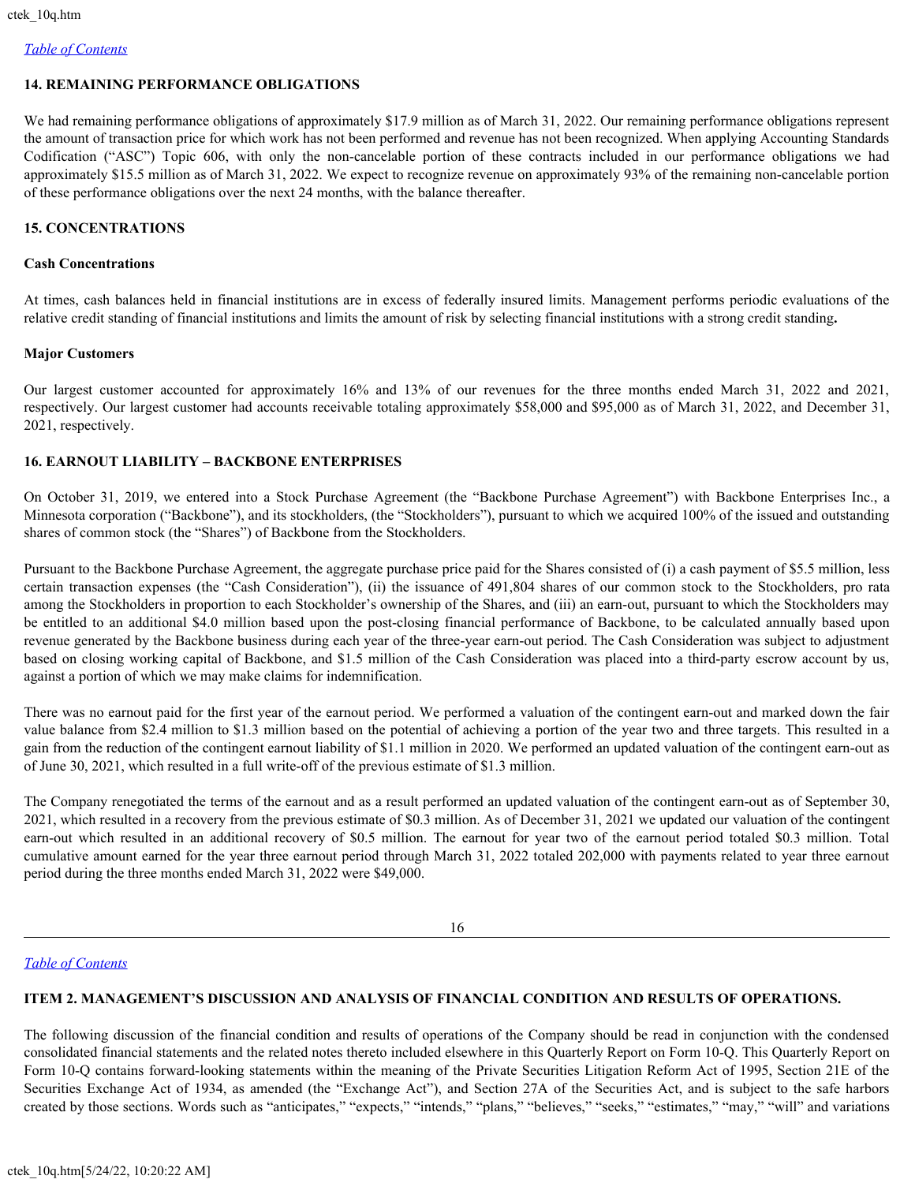### 14. REMAINING PERFORMANCE OBLIGATIONS

We had remaining performance obligations of approximately $17.9 million as of March 31, 2022. Our remaining performance obligations represent the amount of transaction price for which work has not been performed and revenue has not been recognized. When applying Accounting Standards Codification ("ASC") Topic 606, with only the non-cancelable portion of these contracts included in our performance obligations we had approximately $15.5 million as of March 31, 2022. We expect to recognize revenue on approximately 93% of the remaining non-cancelable portion of these performance obligations over the next 24 months, with the balance thereafter.

### 15. CONCENTRATIONS

**Cash Concentrations**

At times, cash balances held in financial institutions are in excess of federally insured limits. Management performs periodic evaluations of the relative credit standing of financial institutions and limits the amount of risk by selecting financial institutions with a strong credit standing**.**

**Major Customers**

Our largest customer accounted for approximately 16% and 13% of our revenues for the three months ended March 31, 2022 and 2021, respectively. Our largest customer had accounts receivable totaling approximately $58,000 and $95,000 as of March 31, 2022, and December 31, 2021, respectively.

### 16. EARNOUT LIABILITY – BACKBONE ENTERPRISES

On October 31, 2019, we entered into a Stock Purchase Agreement (the "Backbone Purchase Agreement") with Backbone Enterprises Inc., a Minnesota corporation ("Backbone"), and its stockholders, (the "Stockholders"), pursuant to which we acquired 100% of the issued and outstanding shares of common stock (the "Shares") of Backbone from the Stockholders.

Pursuant to the Backbone Purchase Agreement, the aggregate purchase price paid for the Shares consisted of (i) a cash payment of $5.5 million, less certain transaction expenses (the "Cash Consideration"), (ii) the issuance of 491,804 shares of our common stock to the Stockholders, pro rata among the Stockholders in proportion to each Stockholder's ownership of the Shares, and (iii) an earn-out, pursuant to which the Stockholders may be entitled to an additional $4.0 million based upon the post-closing financial performance of Backbone, to be calculated annually based upon revenue generated by the Backbone business during each year of the three-year earn-out period. The Cash Consideration was subject to adjustment based on closing working capital of Backbone, and $1.5 million of the Cash Consideration was placed into a third-party escrow account by us, against a portion of which we may make claims for indemnification.

There was no earnout paid for the first year of the earnout period. We performed a valuation of the contingent earn-out and marked down the fair value balance from $2.4 million to $1.3 million based on the potential of achieving a portion of the year two and three targets. This resulted in a gain from the reduction of the contingent earnout liability of $1.1 million in 2020. We performed an updated valuation of the contingent earn-out as of June 30, 2021, which resulted in a full write-off of the previous estimate of $1.3 million.

The Company renegotiated the terms of the earnout and as a result performed an updated valuation of the contingent earn-out as of September 30, 2021, which resulted in a recovery from the previous estimate of $0.3 million. As of December 31, 2021 we updated our valuation of the contingent earn-out which resulted in an additional recovery of $0.5 million. The earnout for year two of the earnout period totaled $0.3 million. Total cumulative amount earned for the year three earnout period through March 31, 2022 totaled 202,000 with payments related to year three earnout period during the three months ended March 31, 2022 were $49,000.

### ITEM 2. MANAGEMENT'S DISCUSSION AND ANALYSIS OF FINANCIAL CONDITION AND RESULTS OF OPERATIONS.

The following discussion of the financial condition and results of operations of the Company should be read in conjunction with the condensed consolidated financial statements and the related notes thereto included elsewhere in this Quarterly Report on Form 10-Q. This Quarterly Report on Form 10-Q contains forward-looking statements within the meaning of the Private Securities Litigation Reform Act of 1995, Section 21E of the Securities Exchange Act of 1934, as amended (the "Exchange Act"), and Section 27A of the Securities Act, and is subject to the safe harbors created by those sections. Words such as "anticipates," "expects," "intends," "plans," "believes," "seeks," "estimates," "may," "will" and variations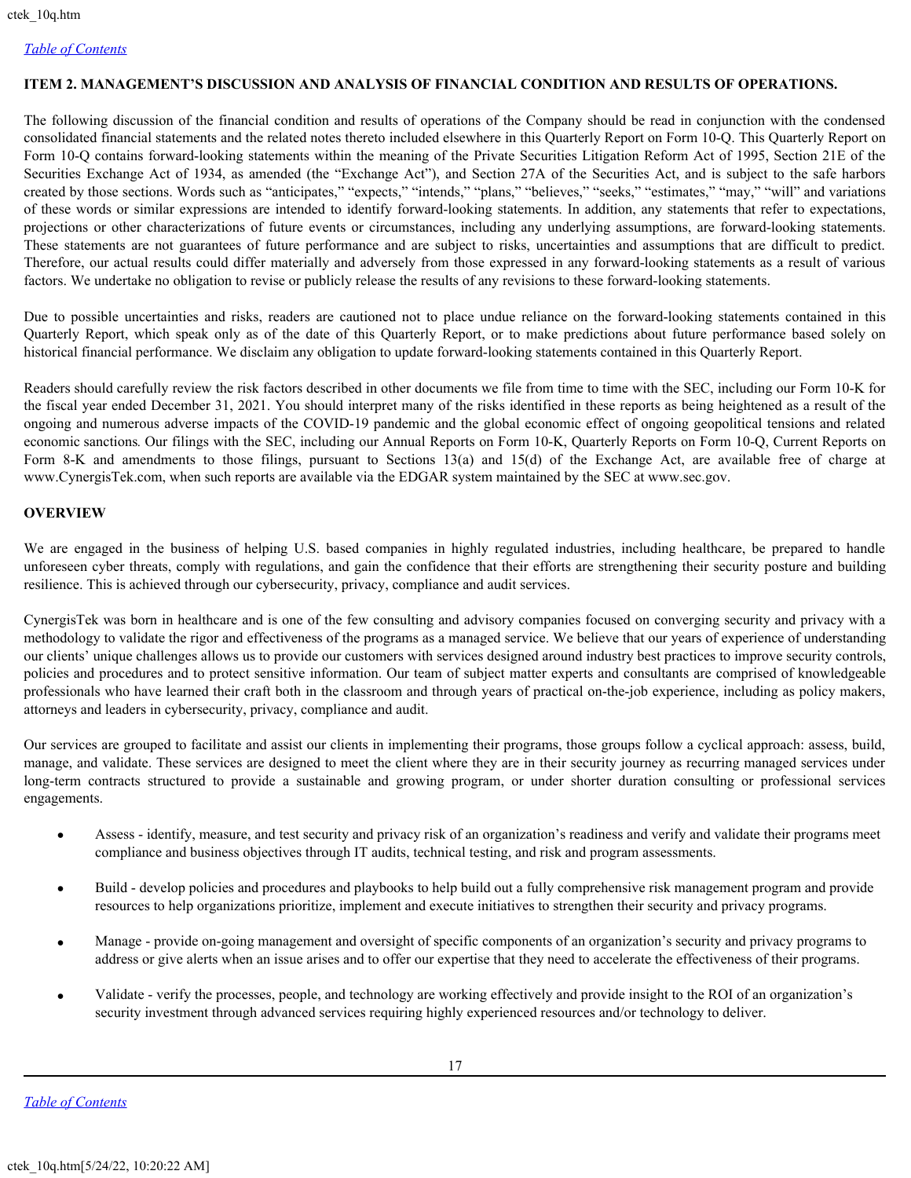## ITEM 2. MANAGEMENT'S DISCUSSION AND ANALYSIS OF FINANCIAL CONDITION AND RESULTS OF OPERATIONS.

The following discussion of the financial condition and results of operations of the Company should be read in conjunction with the condensed consolidated financial statements and the related notes thereto included elsewhere in this Quarterly Report on Form 10-Q. This Quarterly Report on Form 10-Q contains forward-looking statements within the meaning of the Private Securities Litigation Reform Act of 1995, Section 21E of the Securities Exchange Act of 1934, as amended (the "Exchange Act"), and Section 27A of the Securities Act, and is subject to the safe harbors created by those sections. Words such as "anticipates," "expects," "intends," "plans," "believes," "seeks," "estimates," "may," "will" and variations of these words or similar expressions are intended to identify forward-looking statements. In addition, any statements that refer to expectations, projections or other characterizations of future events or circumstances, including any underlying assumptions, are forward-looking statements. These statements are not guarantees of future performance and are subject to risks, uncertainties and assumptions that are difficult to predict. Therefore, our actual results could differ materially and adversely from those expressed in any forward-looking statements as a result of various factors. We undertake no obligation to revise or publicly release the results of any revisions to these forward-looking statements.

Due to possible uncertainties and risks, readers are cautioned not to place undue reliance on the forward-looking statements contained in this Quarterly Report, which speak only as of the date of this Quarterly Report, or to make predictions about future performance based solely on historical financial performance. We disclaim any obligation to update forward-looking statements contained in this Quarterly Report.

Readers should carefully review the risk factors described in other documents we file from time to time with the SEC, including our Form 10-K for the fiscal year ended December 31, 2021. You should interpret many of the risks identified in these reports as being heightened as a result of the ongoing and numerous adverse impacts of the COVID-19 pandemic and the global economic effect of ongoing geopolitical tensions and related economic sanctions. Our filings with the SEC, including our Annual Reports on Form 10-K, Quarterly Reports on Form 10-Q, Current Reports on Form 8-K and amendments to those filings, pursuant to Sections 13(a) and 15(d) of the Exchange Act, are available free of charge at www.CynergisTek.com, when such reports are available via the EDGAR system maintained by the SEC at www.sec.gov.

## OVERVIEW

We are engaged in the business of helping U.S. based companies in highly regulated industries, including healthcare, be prepared to handle unforeseen cyber threats, comply with regulations, and gain the confidence that their efforts are strengthening their security posture and building resilience. This is achieved through our cybersecurity, privacy, compliance and audit services.

CynergisTek was born in healthcare and is one of the few consulting and advisory companies focused on converging security and privacy with a methodology to validate the rigor and effectiveness of the programs as a managed service. We believe that our years of experience of understanding our clients' unique challenges allows us to provide our customers with services designed around industry best practices to improve security controls, policies and procedures and to protect sensitive information. Our team of subject matter experts and consultants are comprised of knowledgeable professionals who have learned their craft both in the classroom and through years of practical on-the-job experience, including as policy makers, attorneys and leaders in cybersecurity, privacy, compliance and audit.

Our services are grouped to facilitate and assist our clients in implementing their programs, those groups follow a cyclical approach: assess, build, manage, and validate. These services are designed to meet the client where they are in their security journey as recurring managed services under long-term contracts structured to provide a sustainable and growing program, or under shorter duration consulting or professional services engagements.

- Assess - identify, measure, and test security and privacy risk of an organization's readiness and verify and validate their programs meet compliance and business objectives through IT audits, technical testing, and risk and program assessments.
- Build - develop policies and procedures and playbooks to help build out a fully comprehensive risk management program and provide resources to help organizations prioritize, implement and execute initiatives to strengthen their security and privacy programs.
- Manage - provide on-going management and oversight of specific components of an organization's security and privacy programs to address or give alerts when an issue arises and to offer our expertise that they need to accelerate the effectiveness of their programs.
- Validate - verify the processes, people, and technology are working effectively and provide insight to the ROI of an organization's security investment through advanced services requiring highly experienced resources and/or technology to deliver.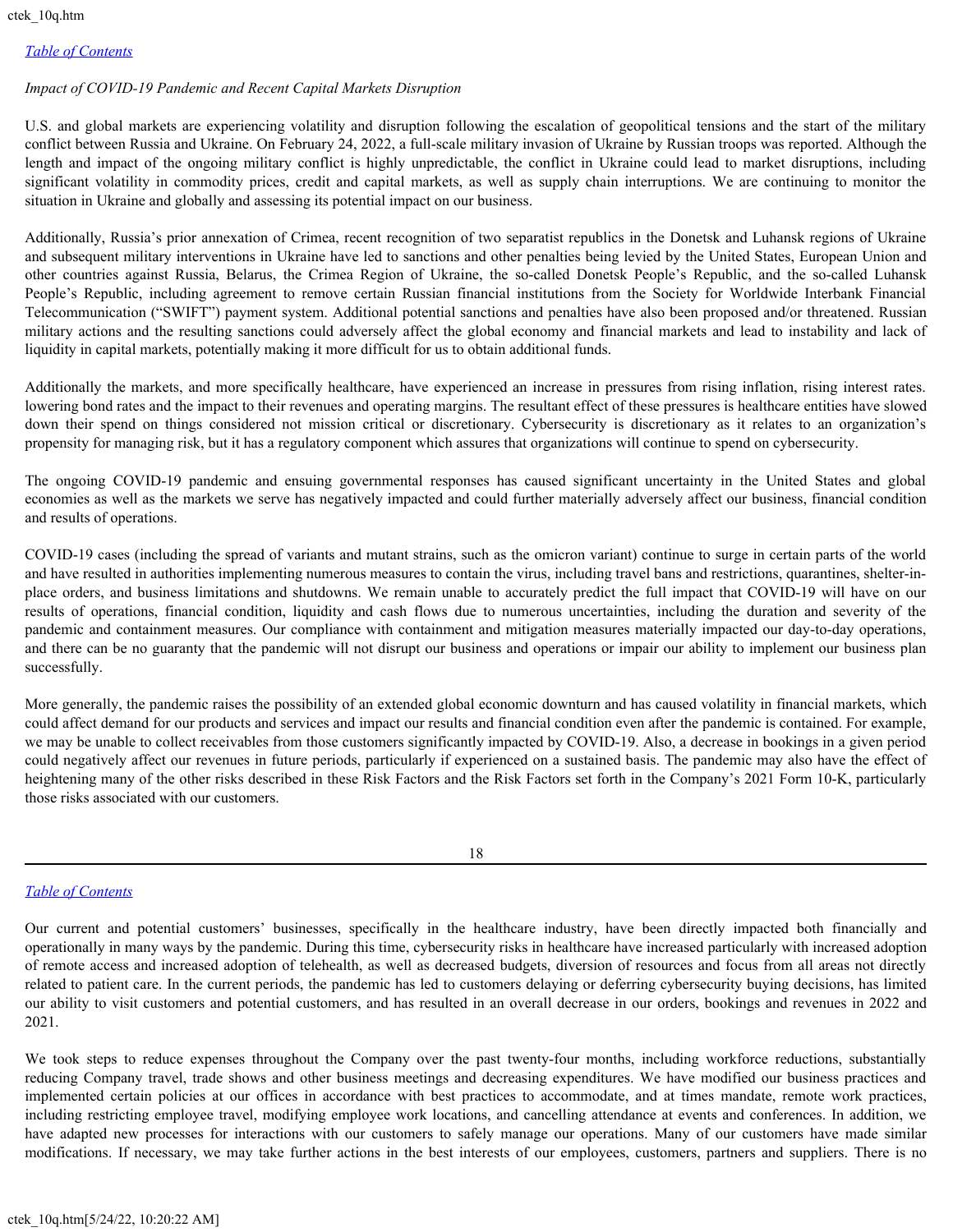*Impact of COVID-19 Pandemic and Recent Capital Markets Disruption*

U.S. and global markets are experiencing volatility and disruption following the escalation of geopolitical tensions and the start of the military conflict between Russia and Ukraine. On February 24, 2022, a full-scale military invasion of Ukraine by Russian troops was reported. Although the length and impact of the ongoing military conflict is highly unpredictable, the conflict in Ukraine could lead to market disruptions, including significant volatility in commodity prices, credit and capital markets, as well as supply chain interruptions. We are continuing to monitor the situation in Ukraine and globally and assessing its potential impact on our business.

Additionally, Russia's prior annexation of Crimea, recent recognition of two separatist republics in the Donetsk and Luhansk regions of Ukraine and subsequent military interventions in Ukraine have led to sanctions and other penalties being levied by the United States, European Union and other countries against Russia, Belarus, the Crimea Region of Ukraine, the so-called Donetsk People's Republic, and the so-called Luhansk People's Republic, including agreement to remove certain Russian financial institutions from the Society for Worldwide Interbank Financial Telecommunication ("SWIFT") payment system. Additional potential sanctions and penalties have also been proposed and/or threatened. Russian military actions and the resulting sanctions could adversely affect the global economy and financial markets and lead to instability and lack of liquidity in capital markets, potentially making it more difficult for us to obtain additional funds.

Additionally the markets, and more specifically healthcare, have experienced an increase in pressures from rising inflation, rising interest rates. lowering bond rates and the impact to their revenues and operating margins. The resultant effect of these pressures is healthcare entities have slowed down their spend on things considered not mission critical or discretionary. Cybersecurity is discretionary as it relates to an organization's propensity for managing risk, but it has a regulatory component which assures that organizations will continue to spend on cybersecurity.

The ongoing COVID-19 pandemic and ensuing governmental responses has caused significant uncertainty in the United States and global economies as well as the markets we serve has negatively impacted and could further materially adversely affect our business, financial condition and results of operations.

COVID-19 cases (including the spread of variants and mutant strains, such as the omicron variant) continue to surge in certain parts of the world and have resulted in authorities implementing numerous measures to contain the virus, including travel bans and restrictions, quarantines, shelter-in-place orders, and business limitations and shutdowns. We remain unable to accurately predict the full impact that COVID-19 will have on our results of operations, financial condition, liquidity and cash flows due to numerous uncertainties, including the duration and severity of the pandemic and containment measures. Our compliance with containment and mitigation measures materially impacted our day-to-day operations, and there can be no guaranty that the pandemic will not disrupt our business and operations or impair our ability to implement our business plan successfully.

More generally, the pandemic raises the possibility of an extended global economic downturn and has caused volatility in financial markets, which could affect demand for our products and services and impact our results and financial condition even after the pandemic is contained. For example, we may be unable to collect receivables from those customers significantly impacted by COVID-19. Also, a decrease in bookings in a given period could negatively affect our revenues in future periods, particularly if experienced on a sustained basis. The pandemic may also have the effect of heightening many of the other risks described in these Risk Factors and the Risk Factors set forth in the Company's 2021 Form 10-K, particularly those risks associated with our customers.

Our current and potential customers' businesses, specifically in the healthcare industry, have been directly impacted both financially and operationally in many ways by the pandemic. During this time, cybersecurity risks in healthcare have increased particularly with increased adoption of remote access and increased adoption of telehealth, as well as decreased budgets, diversion of resources and focus from all areas not directly related to patient care. In the current periods, the pandemic has led to customers delaying or deferring cybersecurity buying decisions, has limited our ability to visit customers and potential customers, and has resulted in an overall decrease in our orders, bookings and revenues in 2022 and 2021.

We took steps to reduce expenses throughout the Company over the past twenty-four months, including workforce reductions, substantially reducing Company travel, trade shows and other business meetings and decreasing expenditures. We have modified our business practices and implemented certain policies at our offices in accordance with best practices to accommodate, and at times mandate, remote work practices, including restricting employee travel, modifying employee work locations, and cancelling attendance at events and conferences. In addition, we have adapted new processes for interactions with our customers to safely manage our operations. Many of our customers have made similar modifications. If necessary, we may take further actions in the best interests of our employees, customers, partners and suppliers. There is no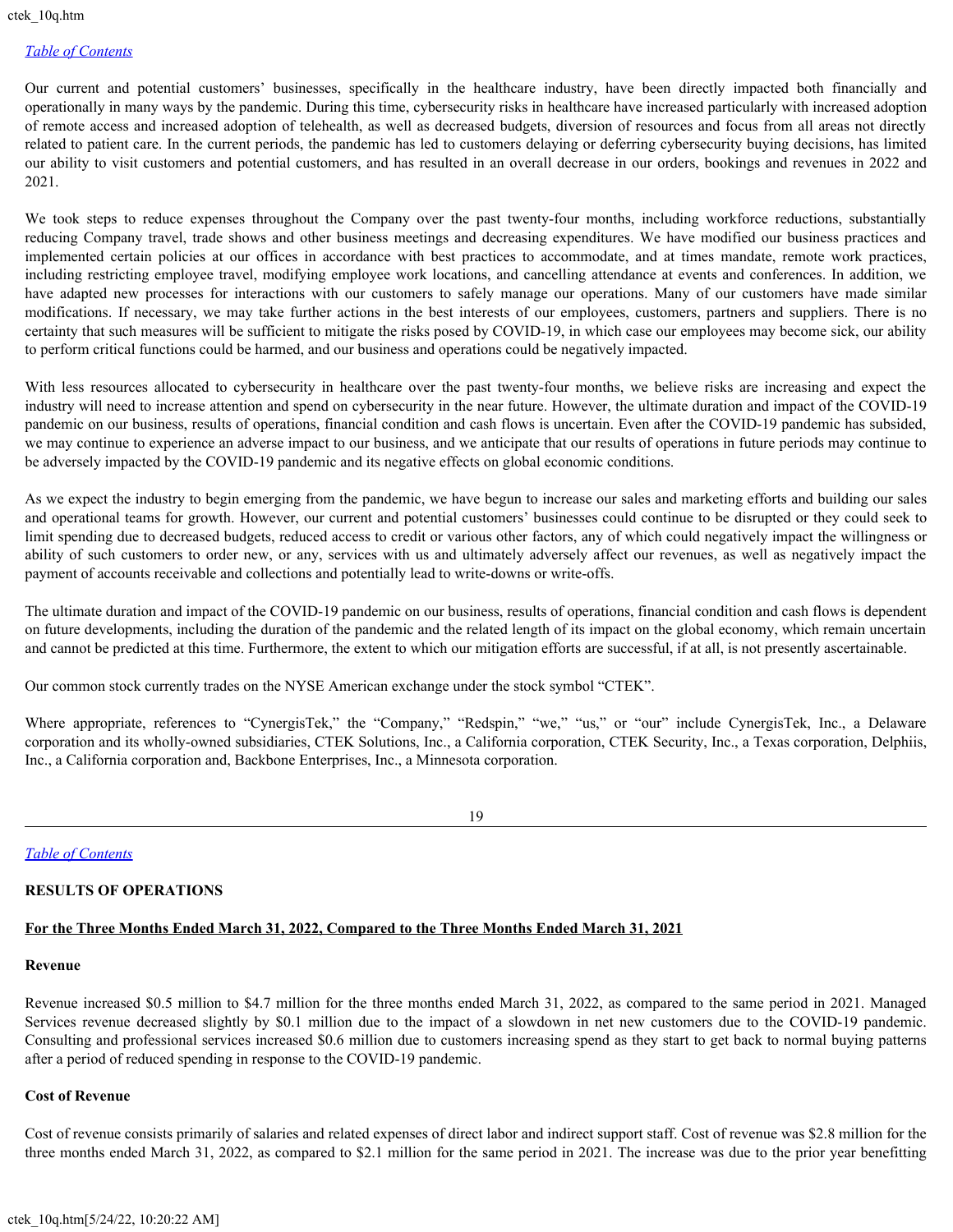Our current and potential customers' businesses, specifically in the healthcare industry, have been directly impacted both financially and operationally in many ways by the pandemic. During this time, cybersecurity risks in healthcare have increased particularly with increased adoption of remote access and increased adoption of telehealth, as well as decreased budgets, diversion of resources and focus from all areas not directly related to patient care. In the current periods, the pandemic has led to customers delaying or deferring cybersecurity buying decisions, has limited our ability to visit customers and potential customers, and has resulted in an overall decrease in our orders, bookings and revenues in 2022 and 2021.

We took steps to reduce expenses throughout the Company over the past twenty-four months, including workforce reductions, substantially reducing Company travel, trade shows and other business meetings and decreasing expenditures. We have modified our business practices and implemented certain policies at our offices in accordance with best practices to accommodate, and at times mandate, remote work practices, including restricting employee travel, modifying employee work locations, and cancelling attendance at events and conferences. In addition, we have adapted new processes for interactions with our customers to safely manage our operations. Many of our customers have made similar modifications. If necessary, we may take further actions in the best interests of our employees, customers, partners and suppliers. There is no certainty that such measures will be sufficient to mitigate the risks posed by COVID-19, in which case our employees may become sick, our ability to perform critical functions could be harmed, and our business and operations could be negatively impacted.

With less resources allocated to cybersecurity in healthcare over the past twenty-four months, we believe risks are increasing and expect the industry will need to increase attention and spend on cybersecurity in the near future. However, the ultimate duration and impact of the COVID-19 pandemic on our business, results of operations, financial condition and cash flows is uncertain. Even after the COVID-19 pandemic has subsided, we may continue to experience an adverse impact to our business, and we anticipate that our results of operations in future periods may continue to be adversely impacted by the COVID-19 pandemic and its negative effects on global economic conditions.

As we expect the industry to begin emerging from the pandemic, we have begun to increase our sales and marketing efforts and building our sales and operational teams for growth. However, our current and potential customers' businesses could continue to be disrupted or they could seek to limit spending due to decreased budgets, reduced access to credit or various other factors, any of which could negatively impact the willingness or ability of such customers to order new, or any, services with us and ultimately adversely affect our revenues, as well as negatively impact the payment of accounts receivable and collections and potentially lead to write-downs or write-offs.

The ultimate duration and impact of the COVID-19 pandemic on our business, results of operations, financial condition and cash flows is dependent on future developments, including the duration of the pandemic and the related length of its impact on the global economy, which remain uncertain and cannot be predicted at this time. Furthermore, the extent to which our mitigation efforts are successful, if at all, is not presently ascertainable.

Our common stock currently trades on the NYSE American exchange under the stock symbol "CTEK".

Where appropriate, references to "CynergisTek," the "Company," "Redspin," "we," "us," or "our" include CynergisTek, Inc., a Delaware corporation and its wholly-owned subsidiaries, CTEK Solutions, Inc., a California corporation, CTEK Security, Inc., a Texas corporation, Delphiis, Inc., a California corporation and, Backbone Enterprises, Inc., a Minnesota corporation.

## RESULTS OF OPERATIONS

### For the Three Months Ended March 31, 2022, Compared to the Three Months Ended March 31, 2021

**Revenue**

Revenue increased $0.5 million to $4.7 million for the three months ended March 31, 2022, as compared to the same period in 2021. Managed Services revenue decreased slightly by $0.1 million due to the impact of a slowdown in net new customers due to the COVID-19 pandemic. Consulting and professional services increased $0.6 million due to customers increasing spend as they start to get back to normal buying patterns after a period of reduced spending in response to the COVID-19 pandemic.

**Cost of Revenue**

Cost of revenue consists primarily of salaries and related expenses of direct labor and indirect support staff. Cost of revenue was $2.8 million for the three months ended March 31, 2022, as compared to $2.1 million for the same period in 2021. The increase was due to the prior year benefitting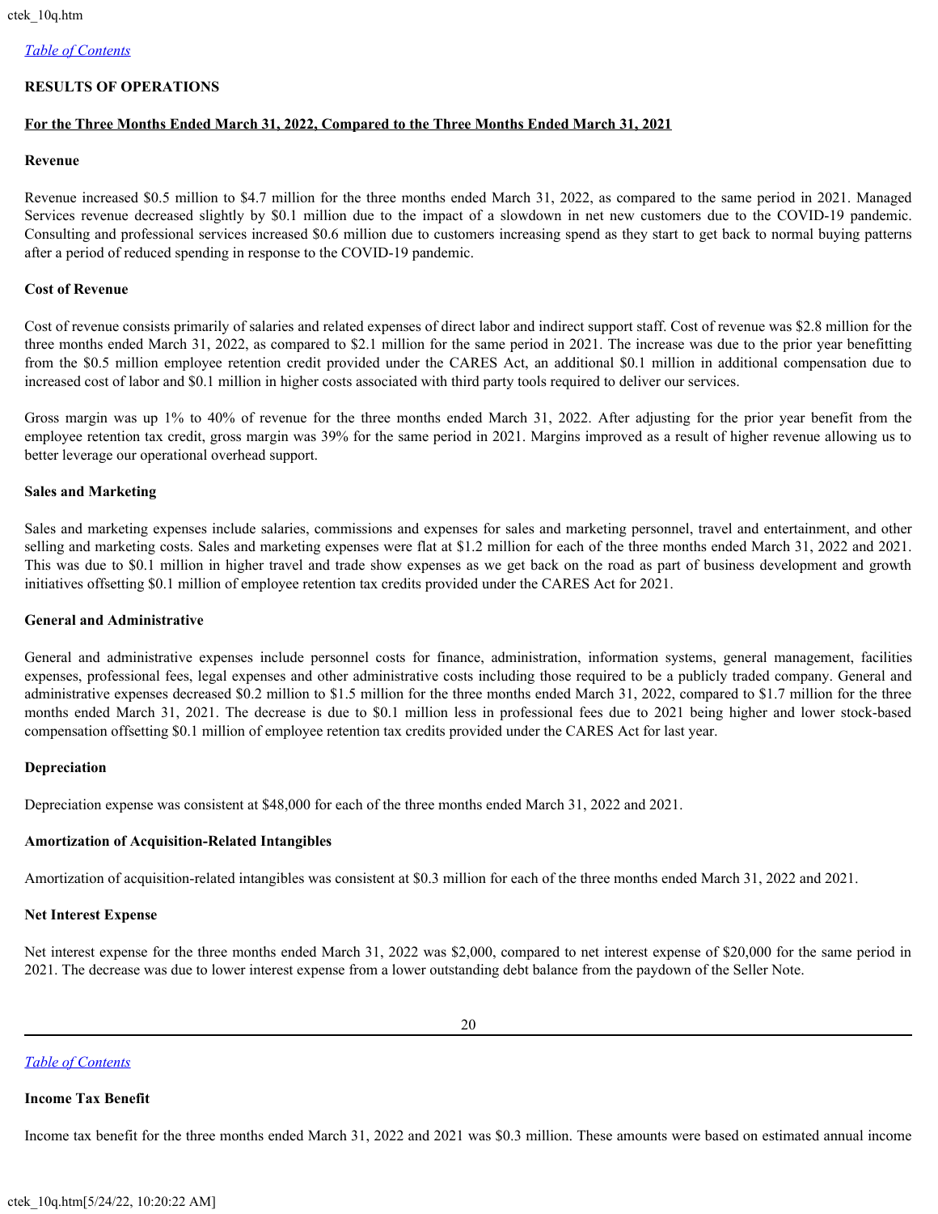## RESULTS OF OPERATIONS

**For the Three Months Ended March 31, 2022, Compared to the Three Months Ended March 31, 2021**

### Revenue

Revenue increased $0.5 million to $4.7 million for the three months ended March 31, 2022, as compared to the same period in 2021. Managed Services revenue decreased slightly by $0.1 million due to the impact of a slowdown in net new customers due to the COVID-19 pandemic. Consulting and professional services increased $0.6 million due to customers increasing spend as they start to get back to normal buying patterns after a period of reduced spending in response to the COVID-19 pandemic.

### Cost of Revenue

Cost of revenue consists primarily of salaries and related expenses of direct labor and indirect support staff. Cost of revenue was $2.8 million for the three months ended March 31, 2022, as compared to $2.1 million for the same period in 2021. The increase was due to the prior year benefitting from the $0.5 million employee retention credit provided under the CARES Act, an additional $0.1 million in additional compensation due to increased cost of labor and $0.1 million in higher costs associated with third party tools required to deliver our services.

Gross margin was up 1% to 40% of revenue for the three months ended March 31, 2022. After adjusting for the prior year benefit from the employee retention tax credit, gross margin was 39% for the same period in 2021. Margins improved as a result of higher revenue allowing us to better leverage our operational overhead support.

### Sales and Marketing

Sales and marketing expenses include salaries, commissions and expenses for sales and marketing personnel, travel and entertainment, and other selling and marketing costs. Sales and marketing expenses were flat at $1.2 million for each of the three months ended March 31, 2022 and 2021. This was due to $0.1 million in higher travel and trade show expenses as we get back on the road as part of business development and growth initiatives offsetting $0.1 million of employee retention tax credits provided under the CARES Act for 2021.

### General and Administrative

General and administrative expenses include personnel costs for finance, administration, information systems, general management, facilities expenses, professional fees, legal expenses and other administrative costs including those required to be a publicly traded company. General and administrative expenses decreased $0.2 million to $1.5 million for the three months ended March 31, 2022, compared to $1.7 million for the three months ended March 31, 2021. The decrease is due to $0.1 million less in professional fees due to 2021 being higher and lower stock-based compensation offsetting $0.1 million of employee retention tax credits provided under the CARES Act for last year.

### Depreciation

Depreciation expense was consistent at $48,000 for each of the three months ended March 31, 2022 and 2021.

### Amortization of Acquisition-Related Intangibles

Amortization of acquisition-related intangibles was consistent at $0.3 million for each of the three months ended March 31, 2022 and 2021.

### Net Interest Expense

Net interest expense for the three months ended March 31, 2022 was $2,000, compared to net interest expense of $20,000 for the same period in 2021. The decrease was due to lower interest expense from a lower outstanding debt balance from the paydown of the Seller Note.

### Income Tax Benefit

Income tax benefit for the three months ended March 31, 2022 and 2021 was $0.3 million. These amounts were based on estimated annual income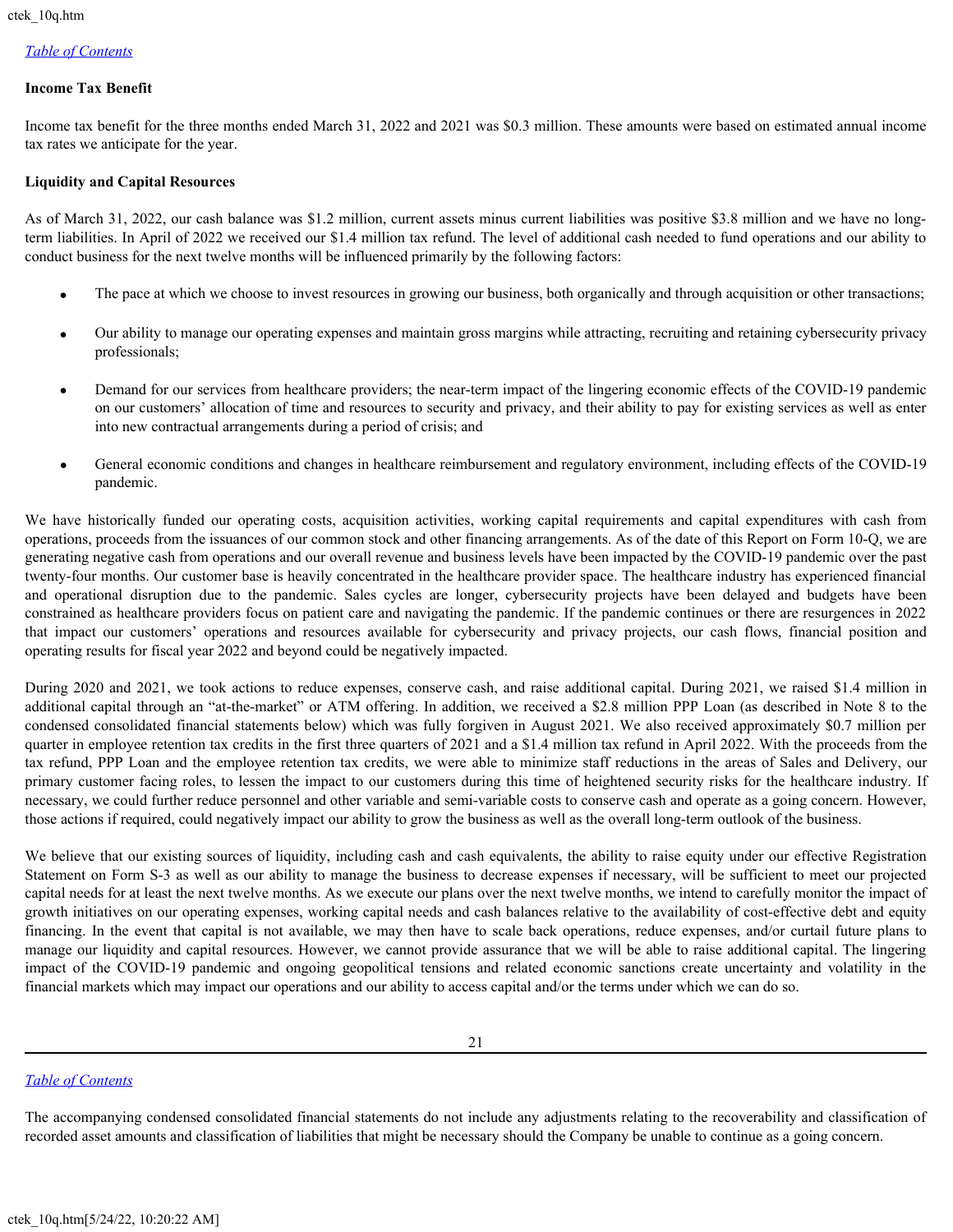**Income Tax Benefit**

Income tax benefit for the three months ended March 31, 2022 and 2021 was $0.3 million. These amounts were based on estimated annual income tax rates we anticipate for the year.

**Liquidity and Capital Resources**

As of March 31, 2022, our cash balance was $1.2 million, current assets minus current liabilities was positive $3.8 million and we have no long-term liabilities. In April of 2022 we received our $1.4 million tax refund. The level of additional cash needed to fund operations and our ability to conduct business for the next twelve months will be influenced primarily by the following factors:

- The pace at which we choose to invest resources in growing our business, both organically and through acquisition or other transactions;
- Our ability to manage our operating expenses and maintain gross margins while attracting, recruiting and retaining cybersecurity privacy professionals;
- Demand for our services from healthcare providers; the near-term impact of the lingering economic effects of the COVID-19 pandemic on our customers' allocation of time and resources to security and privacy, and their ability to pay for existing services as well as enter into new contractual arrangements during a period of crisis; and
- General economic conditions and changes in healthcare reimbursement and regulatory environment, including effects of the COVID-19 pandemic.

We have historically funded our operating costs, acquisition activities, working capital requirements and capital expenditures with cash from operations, proceeds from the issuances of our common stock and other financing arrangements. As of the date of this Report on Form 10-Q, we are generating negative cash from operations and our overall revenue and business levels have been impacted by the COVID-19 pandemic over the past twenty-four months. Our customer base is heavily concentrated in the healthcare provider space. The healthcare industry has experienced financial and operational disruption due to the pandemic. Sales cycles are longer, cybersecurity projects have been delayed and budgets have been constrained as healthcare providers focus on patient care and navigating the pandemic. If the pandemic continues or there are resurgences in 2022 that impact our customers' operations and resources available for cybersecurity and privacy projects, our cash flows, financial position and operating results for fiscal year 2022 and beyond could be negatively impacted.

During 2020 and 2021, we took actions to reduce expenses, conserve cash, and raise additional capital. During 2021, we raised $1.4 million in additional capital through an "at-the-market" or ATM offering. In addition, we received a $2.8 million PPP Loan (as described in Note 8 to the condensed consolidated financial statements below) which was fully forgiven in August 2021. We also received approximately $0.7 million per quarter in employee retention tax credits in the first three quarters of 2021 and a $1.4 million tax refund in April 2022. With the proceeds from the tax refund, PPP Loan and the employee retention tax credits, we were able to minimize staff reductions in the areas of Sales and Delivery, our primary customer facing roles, to lessen the impact to our customers during this time of heightened security risks for the healthcare industry. If necessary, we could further reduce personnel and other variable and semi-variable costs to conserve cash and operate as a going concern. However, those actions if required, could negatively impact our ability to grow the business as well as the overall long-term outlook of the business.

We believe that our existing sources of liquidity, including cash and cash equivalents, the ability to raise equity under our effective Registration Statement on Form S-3 as well as our ability to manage the business to decrease expenses if necessary, will be sufficient to meet our projected capital needs for at least the next twelve months. As we execute our plans over the next twelve months, we intend to carefully monitor the impact of growth initiatives on our operating expenses, working capital needs and cash balances relative to the availability of cost-effective debt and equity financing. In the event that capital is not available, we may then have to scale back operations, reduce expenses, and/or curtail future plans to manage our liquidity and capital resources. However, we cannot provide assurance that we will be able to raise additional capital. The lingering impact of the COVID-19 pandemic and ongoing geopolitical tensions and related economic sanctions create uncertainty and volatility in the financial markets which may impact our operations and our ability to access capital and/or the terms under which we can do so.

The accompanying condensed consolidated financial statements do not include any adjustments relating to the recoverability and classification of recorded asset amounts and classification of liabilities that might be necessary should the Company be unable to continue as a going concern.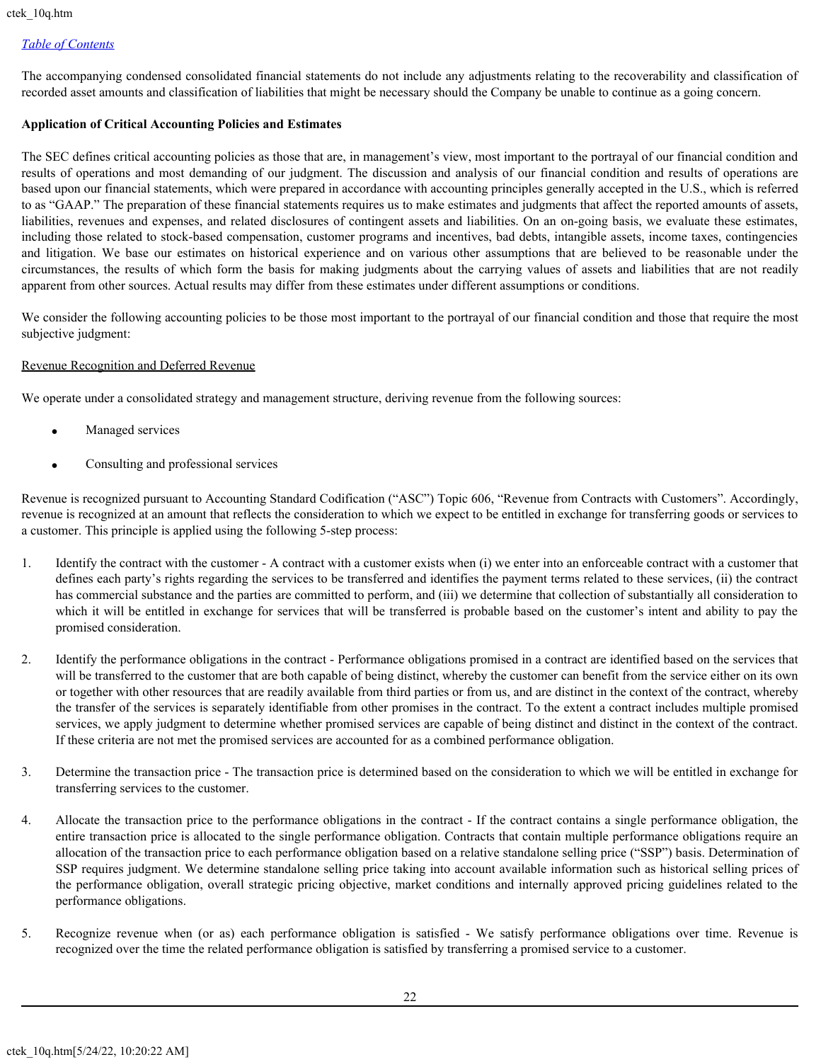The accompanying condensed consolidated financial statements do not include any adjustments relating to the recoverability and classification of recorded asset amounts and classification of liabilities that might be necessary should the Company be unable to continue as a going concern.

**Application of Critical Accounting Policies and Estimates**

The SEC defines critical accounting policies as those that are, in management's view, most important to the portrayal of our financial condition and results of operations and most demanding of our judgment. The discussion and analysis of our financial condition and results of operations are based upon our financial statements, which were prepared in accordance with accounting principles generally accepted in the U.S., which is referred to as "GAAP." The preparation of these financial statements requires us to make estimates and judgments that affect the reported amounts of assets, liabilities, revenues and expenses, and related disclosures of contingent assets and liabilities. On an on-going basis, we evaluate these estimates, including those related to stock-based compensation, customer programs and incentives, bad debts, intangible assets, income taxes, contingencies and litigation. We base our estimates on historical experience and on various other assumptions that are believed to be reasonable under the circumstances, the results of which form the basis for making judgments about the carrying values of assets and liabilities that are not readily apparent from other sources. Actual results may differ from these estimates under different assumptions or conditions.

We consider the following accounting policies to be those most important to the portrayal of our financial condition and those that require the most subjective judgment:

Revenue Recognition and Deferred Revenue

We operate under a consolidated strategy and management structure, deriving revenue from the following sources:

- Managed services
- Consulting and professional services

Revenue is recognized pursuant to Accounting Standard Codification ("ASC") Topic 606, "Revenue from Contracts with Customers". Accordingly, revenue is recognized at an amount that reflects the consideration to which we expect to be entitled in exchange for transferring goods or services to a customer. This principle is applied using the following 5-step process:

1. Identify the contract with the customer - A contract with a customer exists when (i) we enter into an enforceable contract with a customer that defines each party's rights regarding the services to be transferred and identifies the payment terms related to these services, (ii) the contract has commercial substance and the parties are committed to perform, and (iii) we determine that collection of substantially all consideration to which it will be entitled in exchange for services that will be transferred is probable based on the customer's intent and ability to pay the promised consideration.

2. Identify the performance obligations in the contract - Performance obligations promised in a contract are identified based on the services that will be transferred to the customer that are both capable of being distinct, whereby the customer can benefit from the service either on its own or together with other resources that are readily available from third parties or from us, and are distinct in the context of the contract, whereby the transfer of the services is separately identifiable from other promises in the contract. To the extent a contract includes multiple promised services, we apply judgment to determine whether promised services are capable of being distinct and distinct in the context of the contract. If these criteria are not met the promised services are accounted for as a combined performance obligation.

3. Determine the transaction price - The transaction price is determined based on the consideration to which we will be entitled in exchange for transferring services to the customer.

4. Allocate the transaction price to the performance obligations in the contract - If the contract contains a single performance obligation, the entire transaction price is allocated to the single performance obligation. Contracts that contain multiple performance obligations require an allocation of the transaction price to each performance obligation based on a relative standalone selling price ("SSP") basis. Determination of SSP requires judgment. We determine standalone selling price taking into account available information such as historical selling prices of the performance obligation, overall strategic pricing objective, market conditions and internally approved pricing guidelines related to the performance obligations.

5. Recognize revenue when (or as) each performance obligation is satisfied - We satisfy performance obligations over time. Revenue is recognized over the time the related performance obligation is satisfied by transferring a promised service to a customer.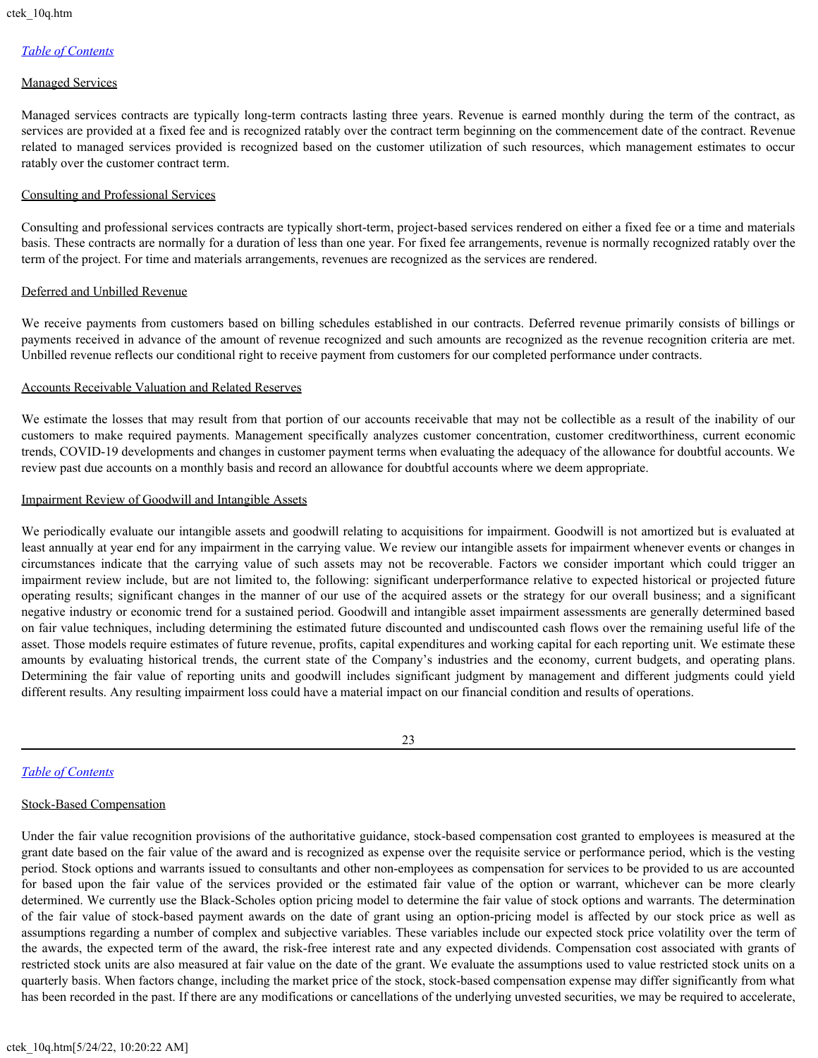### Managed Services

Managed services contracts are typically long-term contracts lasting three years. Revenue is earned monthly during the term of the contract, as services are provided at a fixed fee and is recognized ratably over the contract term beginning on the commencement date of the contract. Revenue related to managed services provided is recognized based on the customer utilization of such resources, which management estimates to occur ratably over the customer contract term.

### Consulting and Professional Services

Consulting and professional services contracts are typically short-term, project-based services rendered on either a fixed fee or a time and materials basis. These contracts are normally for a duration of less than one year. For fixed fee arrangements, revenue is normally recognized ratably over the term of the project. For time and materials arrangements, revenues are recognized as the services are rendered.

### Deferred and Unbilled Revenue

We receive payments from customers based on billing schedules established in our contracts. Deferred revenue primarily consists of billings or payments received in advance of the amount of revenue recognized and such amounts are recognized as the revenue recognition criteria are met. Unbilled revenue reflects our conditional right to receive payment from customers for our completed performance under contracts.

### Accounts Receivable Valuation and Related Reserves

We estimate the losses that may result from that portion of our accounts receivable that may not be collectible as a result of the inability of our customers to make required payments. Management specifically analyzes customer concentration, customer creditworthiness, current economic trends, COVID-19 developments and changes in customer payment terms when evaluating the adequacy of the allowance for doubtful accounts. We review past due accounts on a monthly basis and record an allowance for doubtful accounts where we deem appropriate.

### Impairment Review of Goodwill and Intangible Assets

We periodically evaluate our intangible assets and goodwill relating to acquisitions for impairment. Goodwill is not amortized but is evaluated at least annually at year end for any impairment in the carrying value. We review our intangible assets for impairment whenever events or changes in circumstances indicate that the carrying value of such assets may not be recoverable. Factors we consider important which could trigger an impairment review include, but are not limited to, the following: significant underperformance relative to expected historical or projected future operating results; significant changes in the manner of our use of the acquired assets or the strategy for our overall business; and a significant negative industry or economic trend for a sustained period. Goodwill and intangible asset impairment assessments are generally determined based on fair value techniques, including determining the estimated future discounted and undiscounted cash flows over the remaining useful life of the asset. Those models require estimates of future revenue, profits, capital expenditures and working capital for each reporting unit. We estimate these amounts by evaluating historical trends, the current state of the Company's industries and the economy, current budgets, and operating plans. Determining the fair value of reporting units and goodwill includes significant judgment by management and different judgments could yield different results. Any resulting impairment loss could have a material impact on our financial condition and results of operations.

### Stock-Based Compensation

Under the fair value recognition provisions of the authoritative guidance, stock-based compensation cost granted to employees is measured at the grant date based on the fair value of the award and is recognized as expense over the requisite service or performance period, which is the vesting period. Stock options and warrants issued to consultants and other non-employees as compensation for services to be provided to us are accounted for based upon the fair value of the services provided or the estimated fair value of the option or warrant, whichever can be more clearly determined. We currently use the Black-Scholes option pricing model to determine the fair value of stock options and warrants. The determination of the fair value of stock-based payment awards on the date of grant using an option-pricing model is affected by our stock price as well as assumptions regarding a number of complex and subjective variables. These variables include our expected stock price volatility over the term of the awards, the expected term of the award, the risk-free interest rate and any expected dividends. Compensation cost associated with grants of restricted stock units are also measured at fair value on the date of the grant. We evaluate the assumptions used to value restricted stock units on a quarterly basis. When factors change, including the market price of the stock, stock-based compensation expense may differ significantly from what has been recorded in the past. If there are any modifications or cancellations of the underlying unvested securities, we may be required to accelerate,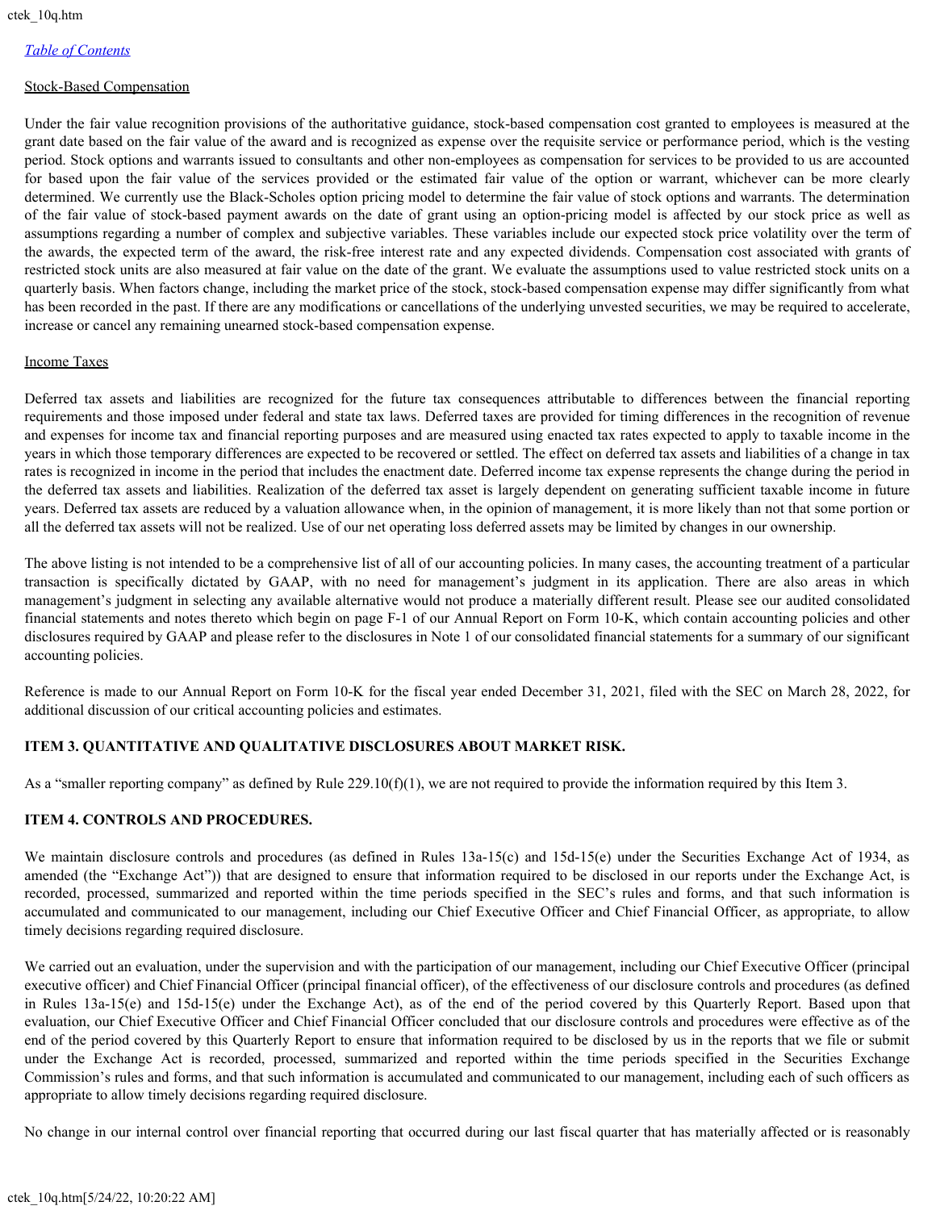Stock-Based Compensation

Under the fair value recognition provisions of the authoritative guidance, stock-based compensation cost granted to employees is measured at the grant date based on the fair value of the award and is recognized as expense over the requisite service or performance period, which is the vesting period. Stock options and warrants issued to consultants and other non-employees as compensation for services to be provided to us are accounted for based upon the fair value of the services provided or the estimated fair value of the option or warrant, whichever can be more clearly determined. We currently use the Black-Scholes option pricing model to determine the fair value of stock options and warrants. The determination of the fair value of stock-based payment awards on the date of grant using an option-pricing model is affected by our stock price as well as assumptions regarding a number of complex and subjective variables. These variables include our expected stock price volatility over the term of the awards, the expected term of the award, the risk-free interest rate and any expected dividends. Compensation cost associated with grants of restricted stock units are also measured at fair value on the date of the grant. We evaluate the assumptions used to value restricted stock units on a quarterly basis. When factors change, including the market price of the stock, stock-based compensation expense may differ significantly from what has been recorded in the past. If there are any modifications or cancellations of the underlying unvested securities, we may be required to accelerate, increase or cancel any remaining unearned stock-based compensation expense.

Income Taxes

Deferred tax assets and liabilities are recognized for the future tax consequences attributable to differences between the financial reporting requirements and those imposed under federal and state tax laws. Deferred taxes are provided for timing differences in the recognition of revenue and expenses for income tax and financial reporting purposes and are measured using enacted tax rates expected to apply to taxable income in the years in which those temporary differences are expected to be recovered or settled. The effect on deferred tax assets and liabilities of a change in tax rates is recognized in income in the period that includes the enactment date. Deferred income tax expense represents the change during the period in the deferred tax assets and liabilities. Realization of the deferred tax asset is largely dependent on generating sufficient taxable income in future years. Deferred tax assets are reduced by a valuation allowance when, in the opinion of management, it is more likely than not that some portion or all the deferred tax assets will not be realized. Use of our net operating loss deferred assets may be limited by changes in our ownership.

The above listing is not intended to be a comprehensive list of all of our accounting policies. In many cases, the accounting treatment of a particular transaction is specifically dictated by GAAP, with no need for management's judgment in its application. There are also areas in which management's judgment in selecting any available alternative would not produce a materially different result. Please see our audited consolidated financial statements and notes thereto which begin on page F-1 of our Annual Report on Form 10-K, which contain accounting policies and other disclosures required by GAAP and please refer to the disclosures in Note 1 of our consolidated financial statements for a summary of our significant accounting policies.

Reference is made to our Annual Report on Form 10-K for the fiscal year ended December 31, 2021, filed with the SEC on March 28, 2022, for additional discussion of our critical accounting policies and estimates.

## ITEM 3. QUANTITATIVE AND QUALITATIVE DISCLOSURES ABOUT MARKET RISK.

As a "smaller reporting company" as defined by Rule 229.10(f)(1), we are not required to provide the information required by this Item 3.

## ITEM 4. CONTROLS AND PROCEDURES.

We maintain disclosure controls and procedures (as defined in Rules 13a-15(c) and 15d-15(e) under the Securities Exchange Act of 1934, as amended (the "Exchange Act")) that are designed to ensure that information required to be disclosed in our reports under the Exchange Act, is recorded, processed, summarized and reported within the time periods specified in the SEC's rules and forms, and that such information is accumulated and communicated to our management, including our Chief Executive Officer and Chief Financial Officer, as appropriate, to allow timely decisions regarding required disclosure.

We carried out an evaluation, under the supervision and with the participation of our management, including our Chief Executive Officer (principal executive officer) and Chief Financial Officer (principal financial officer), of the effectiveness of our disclosure controls and procedures (as defined in Rules 13a-15(e) and 15d-15(e) under the Exchange Act), as of the end of the period covered by this Quarterly Report. Based upon that evaluation, our Chief Executive Officer and Chief Financial Officer concluded that our disclosure controls and procedures were effective as of the end of the period covered by this Quarterly Report to ensure that information required to be disclosed by us in the reports that we file or submit under the Exchange Act is recorded, processed, summarized and reported within the time periods specified in the Securities Exchange Commission's rules and forms, and that such information is accumulated and communicated to our management, including each of such officers as appropriate to allow timely decisions regarding required disclosure.

No change in our internal control over financial reporting that occurred during our last fiscal quarter that has materially affected or is reasonably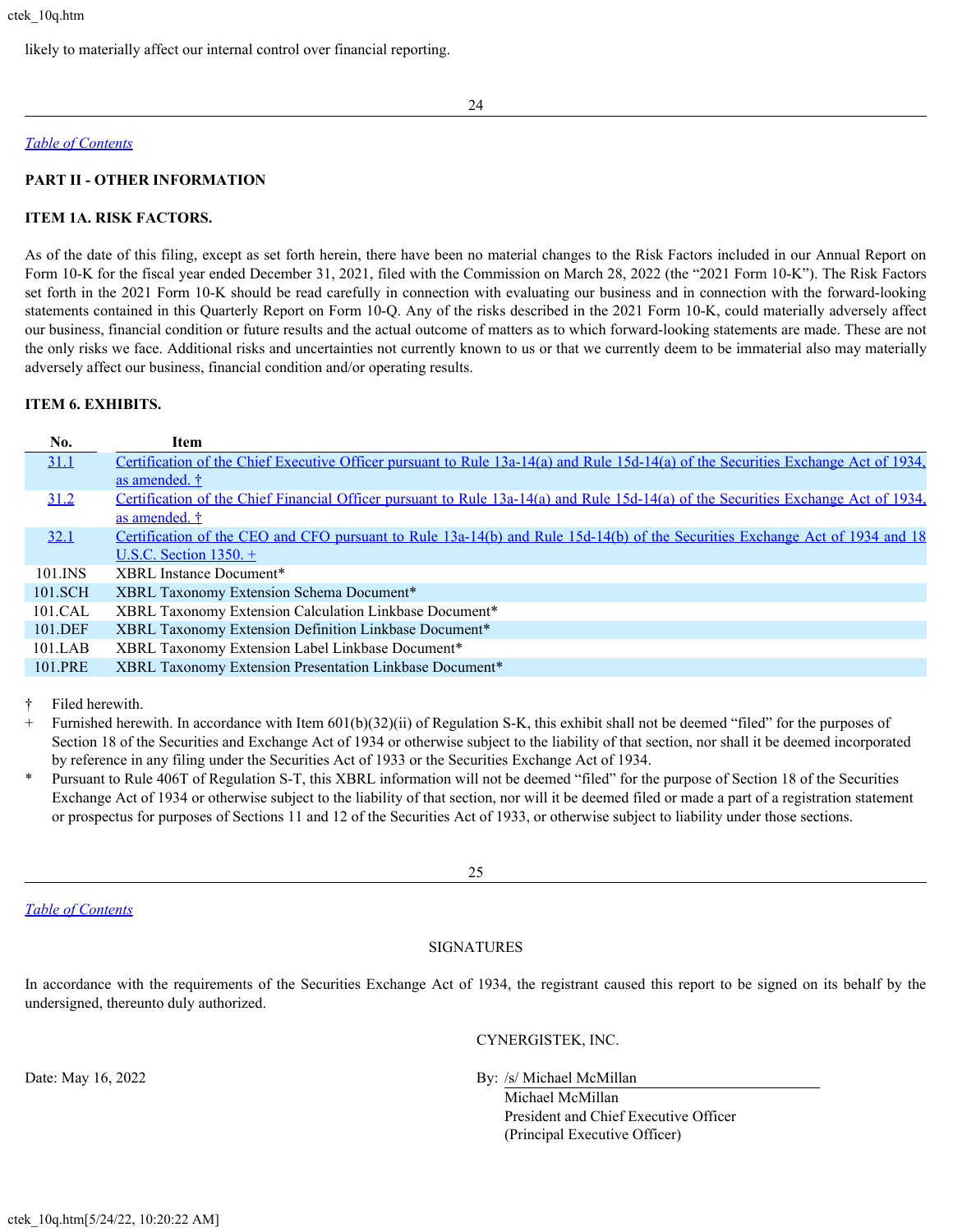likely to materially affect our internal control over financial reporting.

*Table of Contents*

## PART II - OTHER INFORMATION

### ITEM 1A. RISK FACTORS.

As of the date of this filing, except as set forth herein, there have been no material changes to the Risk Factors included in our Annual Report on Form 10-K for the fiscal year ended December 31, 2021, filed with the Commission on March 28, 2022 (the "2021 Form 10-K"). The Risk Factors set forth in the 2021 Form 10-K should be read carefully in connection with evaluating our business and in connection with the forward-looking statements contained in this Quarterly Report on Form 10-Q. Any of the risks described in the 2021 Form 10-K, could materially adversely affect our business, financial condition or future results and the actual outcome of matters as to which forward-looking statements are made. These are not the only risks we face. Additional risks and uncertainties not currently known to us or that we currently deem to be immaterial also may materially adversely affect our business, financial condition and/or operating results.

### ITEM 6. EXHIBITS.

| No. | Item |
|---|---|
| 31.1 | Certification of the Chief Executive Officer pursuant to Rule 13a-14(a) and Rule 15d-14(a) of the Securities Exchange Act of 1934, as amended. † |
| 31.2 | Certification of the Chief Financial Officer pursuant to Rule 13a-14(a) and Rule 15d-14(a) of the Securities Exchange Act of 1934, as amended. † |
| 32.1 | Certification of the CEO and CFO pursuant to Rule 13a-14(b) and Rule 15d-14(b) of the Securities Exchange Act of 1934 and 18 U.S.C. Section 1350. + |
| 101.INS | XBRL Instance Document* |
| 101.SCH | XBRL Taxonomy Extension Schema Document* |
| 101.CAL | XBRL Taxonomy Extension Calculation Linkbase Document* |
| 101.DEF | XBRL Taxonomy Extension Definition Linkbase Document* |
| 101.LAB | XBRL Taxonomy Extension Label Linkbase Document* |
| 101.PRE | XBRL Taxonomy Extension Presentation Linkbase Document* |

† Filed herewith.

+ Furnished herewith. In accordance with Item 601(b)(32)(ii) of Regulation S-K, this exhibit shall not be deemed "filed" for the purposes of Section 18 of the Securities and Exchange Act of 1934 or otherwise subject to the liability of that section, nor shall it be deemed incorporated by reference in any filing under the Securities Act of 1933 or the Securities Exchange Act of 1934.

* Pursuant to Rule 406T of Regulation S-T, this XBRL information will not be deemed "filed" for the purpose of Section 18 of the Securities Exchange Act of 1934 or otherwise subject to the liability of that section, nor will it be deemed filed or made a part of a registration statement or prospectus for purposes of Sections 11 and 12 of the Securities Act of 1933, or otherwise subject to liability under those sections.

*Table of Contents*

SIGNATURES

In accordance with the requirements of the Securities Exchange Act of 1934, the registrant caused this report to be signed on its behalf by the undersigned, thereunto duly authorized.

CYNERGISTEK, INC.

Date: May 16, 2022

By: /s/ Michael McMillan
Michael McMillan
President and Chief Executive Officer
(Principal Executive Officer)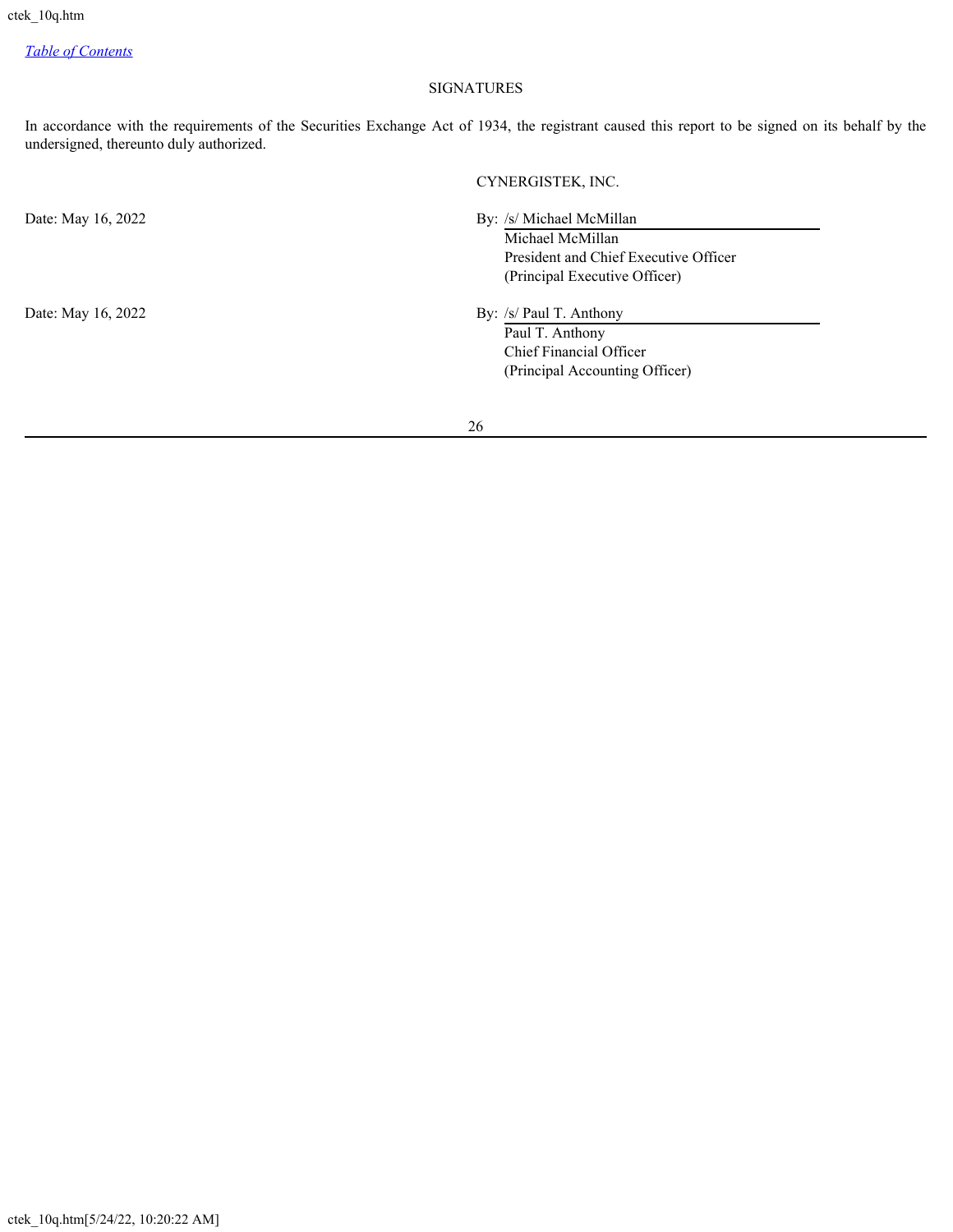## SIGNATURES

In accordance with the requirements of the Securities Exchange Act of 1934, the registrant caused this report to be signed on its behalf by the undersigned, thereunto duly authorized.

CYNERGISTEK, INC.

Date: May 16, 2022

By: /s/ Michael McMillan
Michael McMillan
President and Chief Executive Officer
(Principal Executive Officer)

Date: May 16, 2022

By: /s/ Paul T. Anthony
Paul T. Anthony
Chief Financial Officer
(Principal Accounting Officer)